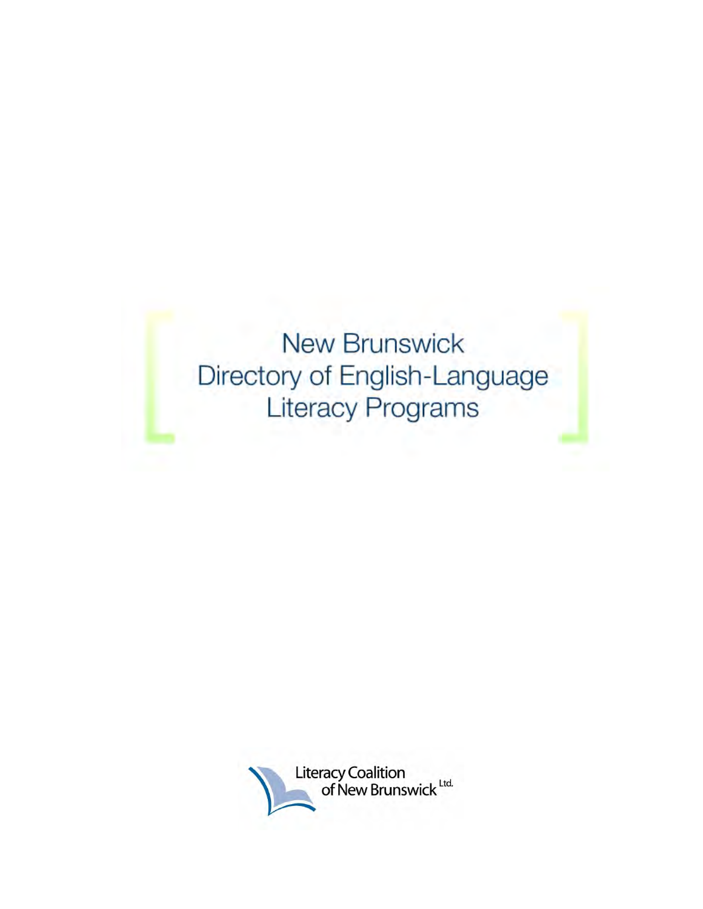# New Brunswick Directory of English-Language Literacy Programs

Literacy Coalition of New Brunswick Ltd.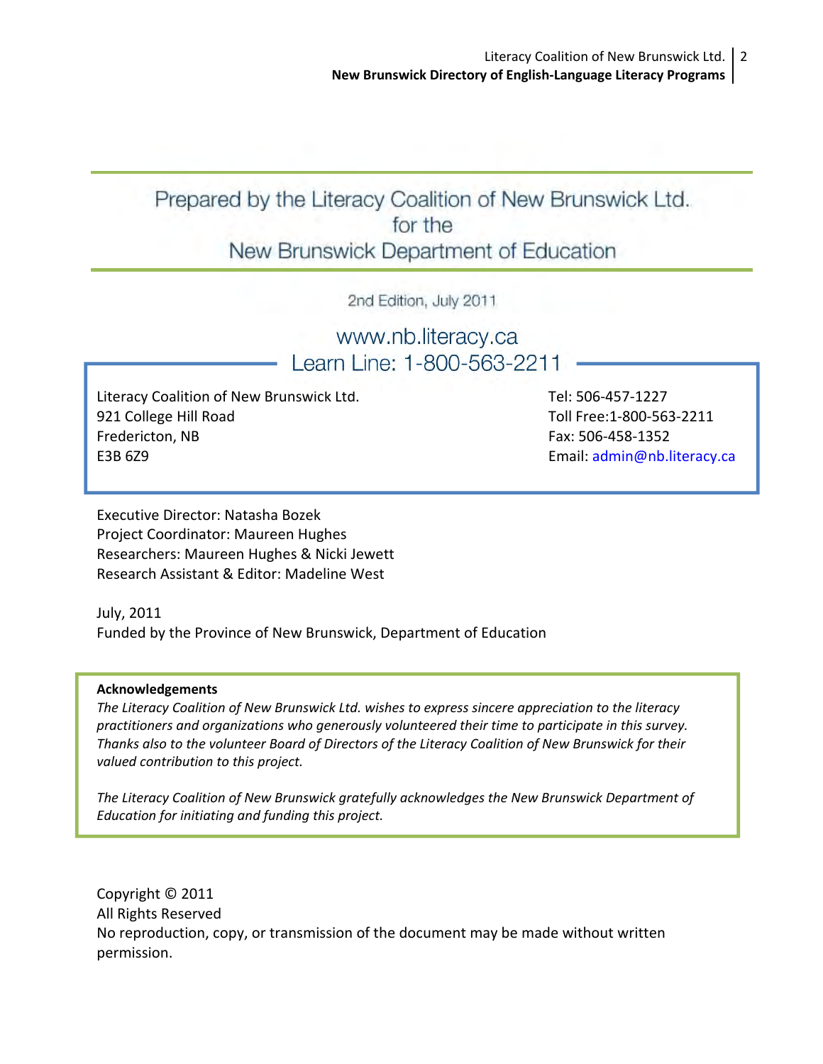Prepared by the Literacy Coalition of New Brunswick Ltd.
for the
New Brunswick Department of Education

2nd Edition, July 2011

www.nb.literacy.ca
Learn Line: 1-800-563-2211

Literacy Coalition of New Brunswick Ltd.
921 College Hill Road
Fredericton, NB
E3B 6Z9

Tel: 506-457-1227
Toll Free:1-800-563-2211
Fax: 506-458-1352
Email: admin@nb.literacy.ca

Executive Director: Natasha Bozek
Project Coordinator: Maureen Hughes
Researchers: Maureen Hughes & Nicki Jewett
Research Assistant & Editor: Madeline West

July, 2011
Funded by the Province of New Brunswick, Department of Education

**Acknowledgements**

*The Literacy Coalition of New Brunswick Ltd. wishes to express sincere appreciation to the literacy practitioners and organizations who generously volunteered their time to participate in this survey. Thanks also to the volunteer Board of Directors of the Literacy Coalition of New Brunswick for their valued contribution to this project.*

*The Literacy Coalition of New Brunswick gratefully acknowledges the New Brunswick Department of Education for initiating and funding this project.*

Copyright © 2011
All Rights Reserved
No reproduction, copy, or transmission of the document may be made without written permission.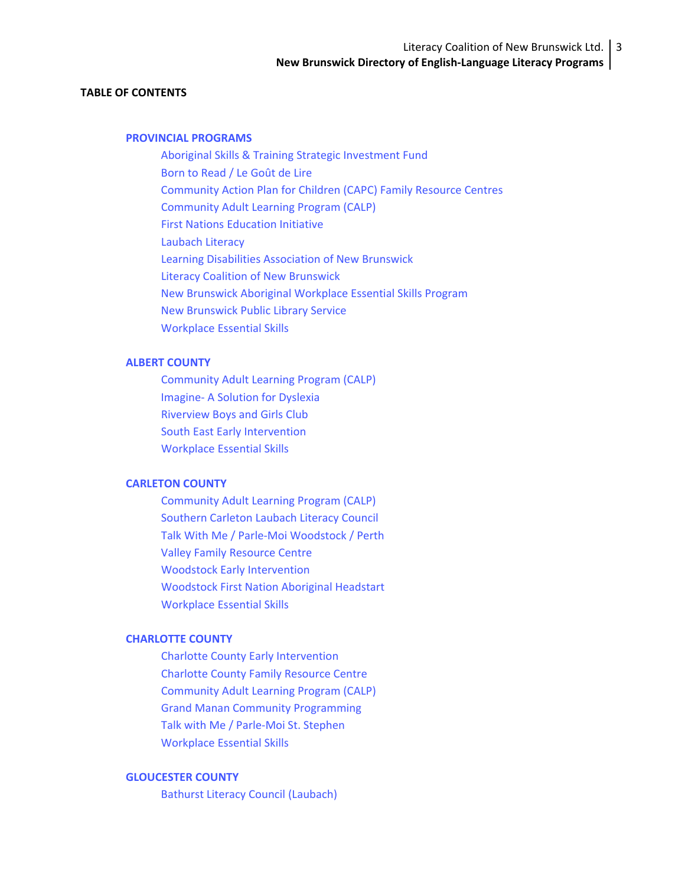**TABLE OF CONTENTS**

**PROVINCIAL PROGRAMS**

- Aboriginal Skills & Training Strategic Investment Fund
- Born to Read / Le Goût de Lire
- Community Action Plan for Children (CAPC) Family Resource Centres
- Community Adult Learning Program (CALP)
- First Nations Education Initiative
- Laubach Literacy
- Learning Disabilities Association of New Brunswick
- Literacy Coalition of New Brunswick
- New Brunswick Aboriginal Workplace Essential Skills Program
- New Brunswick Public Library Service
- Workplace Essential Skills

**ALBERT COUNTY**

- Community Adult Learning Program (CALP)
- Imagine- A Solution for Dyslexia
- Riverview Boys and Girls Club
- South East Early Intervention
- Workplace Essential Skills

**CARLETON COUNTY**

- Community Adult Learning Program (CALP)
- Southern Carleton Laubach Literacy Council
- Talk With Me / Parle-Moi Woodstock / Perth
- Valley Family Resource Centre
- Woodstock Early Intervention
- Woodstock First Nation Aboriginal Headstart
- Workplace Essential Skills

**CHARLOTTE COUNTY**

- Charlotte County Early Intervention
- Charlotte County Family Resource Centre
- Community Adult Learning Program (CALP)
- Grand Manan Community Programming
- Talk with Me / Parle-Moi St. Stephen
- Workplace Essential Skills

**GLOUCESTER COUNTY**

- Bathurst Literacy Council (Laubach)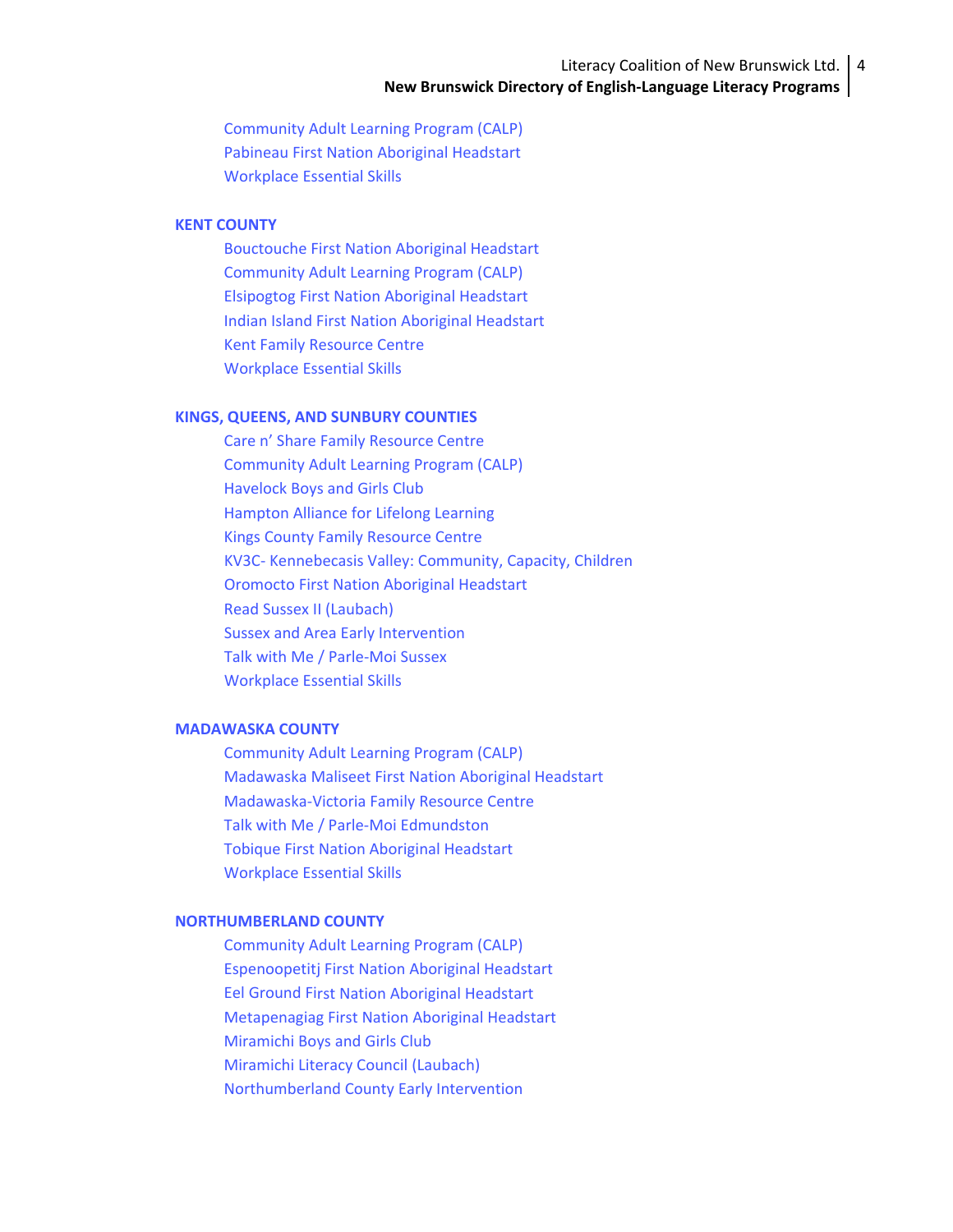- Community Adult Learning Program (CALP)
- Pabineau First Nation Aboriginal Headstart
- Workplace Essential Skills

## KENT COUNTY

- Bouctouche First Nation Aboriginal Headstart
- Community Adult Learning Program (CALP)
- Elsipogtog First Nation Aboriginal Headstart
- Indian Island First Nation Aboriginal Headstart
- Kent Family Resource Centre
- Workplace Essential Skills

## KINGS, QUEENS, AND SUNBURY COUNTIES

- Care n' Share Family Resource Centre
- Community Adult Learning Program (CALP)
- Havelock Boys and Girls Club
- Hampton Alliance for Lifelong Learning
- Kings County Family Resource Centre
- KV3C- Kennebecasis Valley: Community, Capacity, Children
- Oromocto First Nation Aboriginal Headstart
- Read Sussex II (Laubach)
- Sussex and Area Early Intervention
- Talk with Me / Parle-Moi Sussex
- Workplace Essential Skills

## MADAWASKA COUNTY

- Community Adult Learning Program (CALP)
- Madawaska Maliseet First Nation Aboriginal Headstart
- Madawaska-Victoria Family Resource Centre
- Talk with Me / Parle-Moi Edmundston
- Tobique First Nation Aboriginal Headstart
- Workplace Essential Skills

## NORTHUMBERLAND COUNTY

- Community Adult Learning Program (CALP)
- Espenoopetitj First Nation Aboriginal Headstart
- Eel Ground First Nation Aboriginal Headstart
- Metapenagiag First Nation Aboriginal Headstart
- Miramichi Boys and Girls Club
- Miramichi Literacy Council (Laubach)
- Northumberland County Early Intervention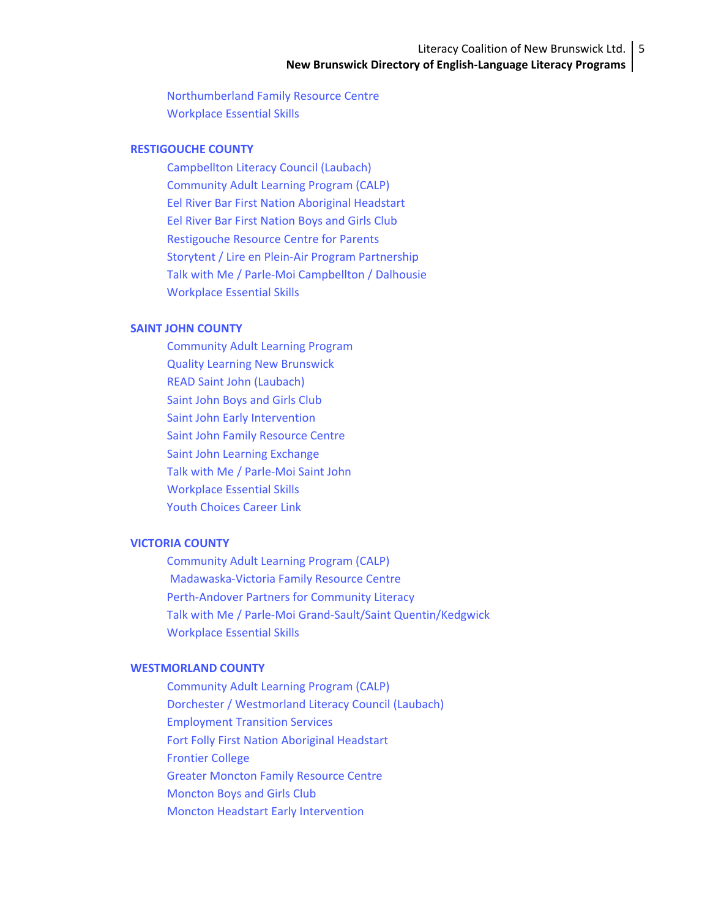- Northumberland Family Resource Centre
- Workplace Essential Skills

## RESTIGOUCHE COUNTY

- Campbellton Literacy Council (Laubach)
- Community Adult Learning Program (CALP)
- Eel River Bar First Nation Aboriginal Headstart
- Eel River Bar First Nation Boys and Girls Club
- Restigouche Resource Centre for Parents
- Storytent / Lire en Plein-Air Program Partnership
- Talk with Me / Parle-Moi Campbellton / Dalhousie
- Workplace Essential Skills

## SAINT JOHN COUNTY

- Community Adult Learning Program
- Quality Learning New Brunswick
- READ Saint John (Laubach)
- Saint John Boys and Girls Club
- Saint John Early Intervention
- Saint John Family Resource Centre
- Saint John Learning Exchange
- Talk with Me / Parle-Moi Saint John
- Workplace Essential Skills
- Youth Choices Career Link

## VICTORIA COUNTY

- Community Adult Learning Program (CALP)
- Madawaska-Victoria Family Resource Centre
- Perth-Andover Partners for Community Literacy
- Talk with Me / Parle-Moi Grand-Sault/Saint Quentin/Kedgwick
- Workplace Essential Skills

## WESTMORLAND COUNTY

- Community Adult Learning Program (CALP)
- Dorchester / Westmorland Literacy Council (Laubach)
- Employment Transition Services
- Fort Folly First Nation Aboriginal Headstart
- Frontier College
- Greater Moncton Family Resource Centre
- Moncton Boys and Girls Club
- Moncton Headstart Early Intervention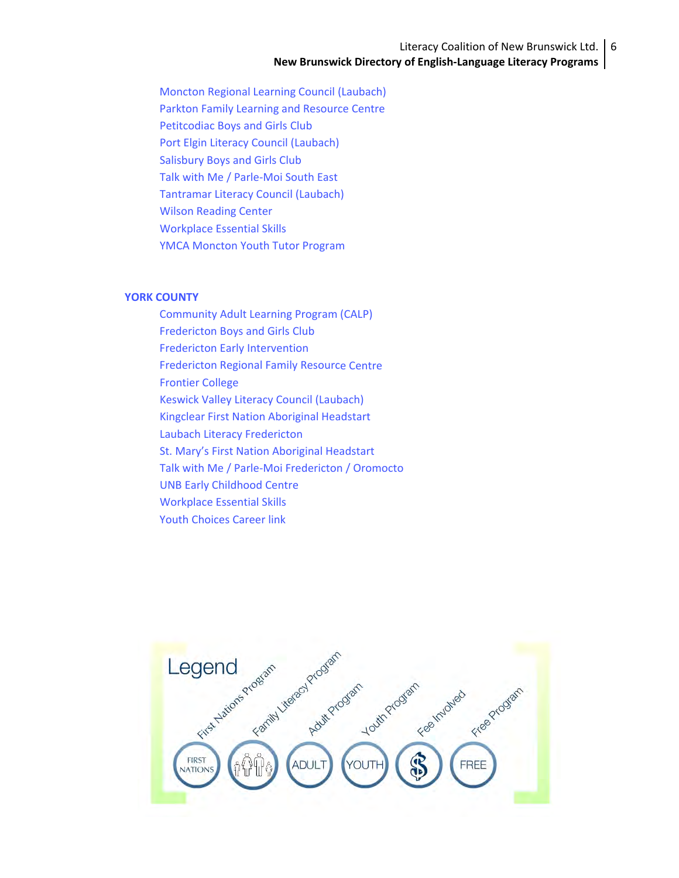- Moncton Regional Learning Council (Laubach)
- Parkton Family Learning and Resource Centre
- Petitcodiac Boys and Girls Club
- Port Elgin Literacy Council (Laubach)
- Salisbury Boys and Girls Club
- Talk with Me / Parle-Moi South East
- Tantramar Literacy Council (Laubach)
- Wilson Reading Center
- Workplace Essential Skills
- YMCA Moncton Youth Tutor Program

## YORK COUNTY

- Community Adult Learning Program (CALP)
- Fredericton Boys and Girls Club
- Fredericton Early Intervention
- Fredericton Regional Family Resource Centre
- Frontier College
- Keswick Valley Literacy Council (Laubach)
- Kingclear First Nation Aboriginal Headstart
- Laubach Literacy Fredericton
- St. Mary's First Nation Aboriginal Headstart
- Talk with Me / Parle-Moi Fredericton / Oromocto
- UNB Early Childhood Centre
- Workplace Essential Skills
- Youth Choices Career link

**Legend**

- FIRST NATIONS — First Nations Program
- Family Literacy Program
- ADULT — Adult Program
- YOUTH — Youth Program
- $ — Fee Involved
- FREE — Free Program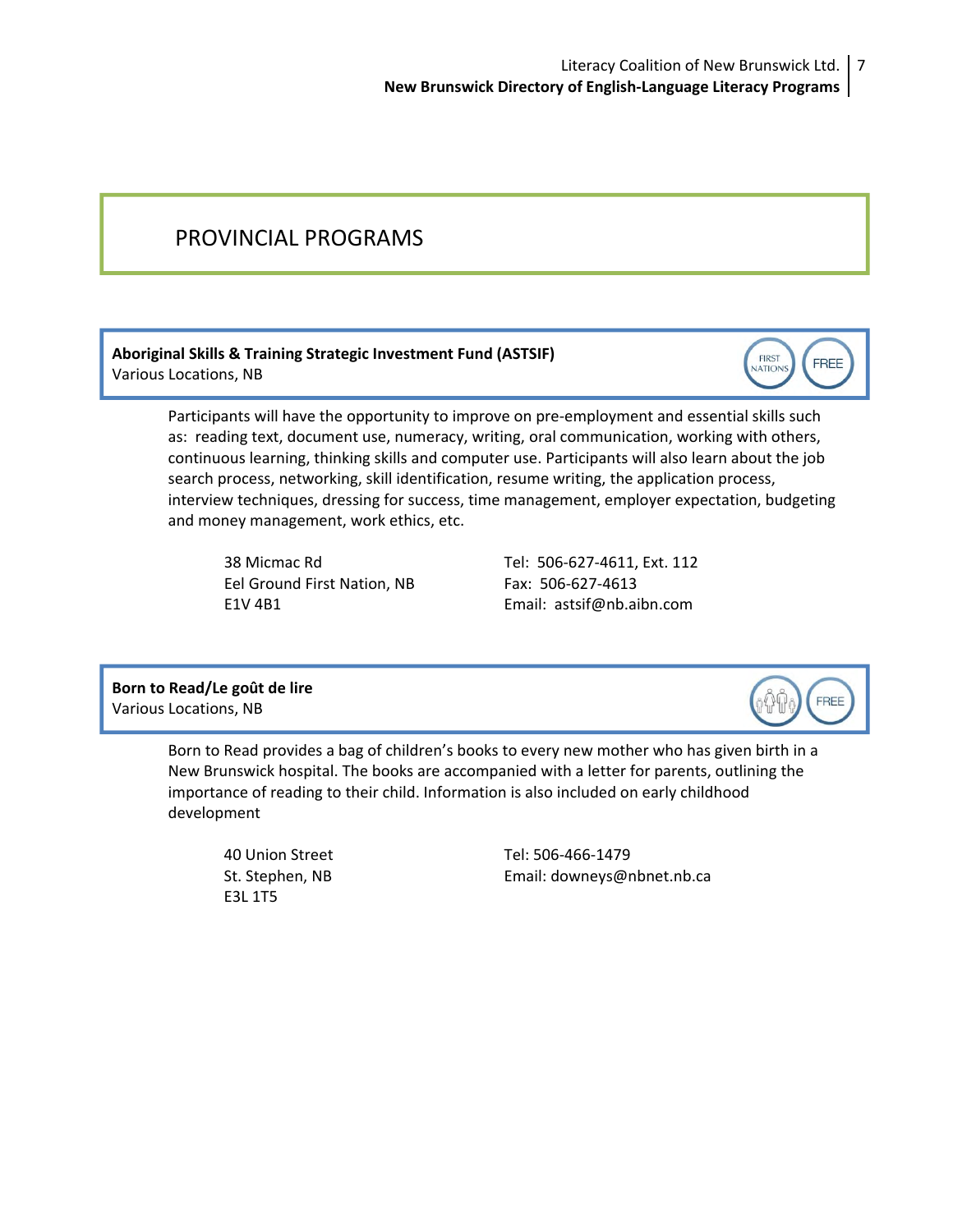# PROVINCIAL PROGRAMS

**Aboriginal Skills & Training Strategic Investment Fund (ASTSIF)**
Various Locations, NB

FIRST NATIONS | FREE

Participants will have the opportunity to improve on pre-employment and essential skills such as: reading text, document use, numeracy, writing, oral communication, working with others, continuous learning, thinking skills and computer use. Participants will also learn about the job search process, networking, skill identification, resume writing, the application process, interview techniques, dressing for success, time management, employer expectation, budgeting and money management, work ethics, etc.

38 Micmac Rd
Eel Ground First Nation, NB
E1V 4B1

Tel: 506-627-4611, Ext. 112
Fax: 506-627-4613
Email: astsif@nb.aibn.com

**Born to Read/Le goût de lire**
Various Locations, NB

FREE

Born to Read provides a bag of children's books to every new mother who has given birth in a New Brunswick hospital. The books are accompanied with a letter for parents, outlining the importance of reading to their child. Information is also included on early childhood development

40 Union Street
St. Stephen, NB
E3L 1T5

Tel: 506-466-1479
Email: downeys@nbnet.nb.ca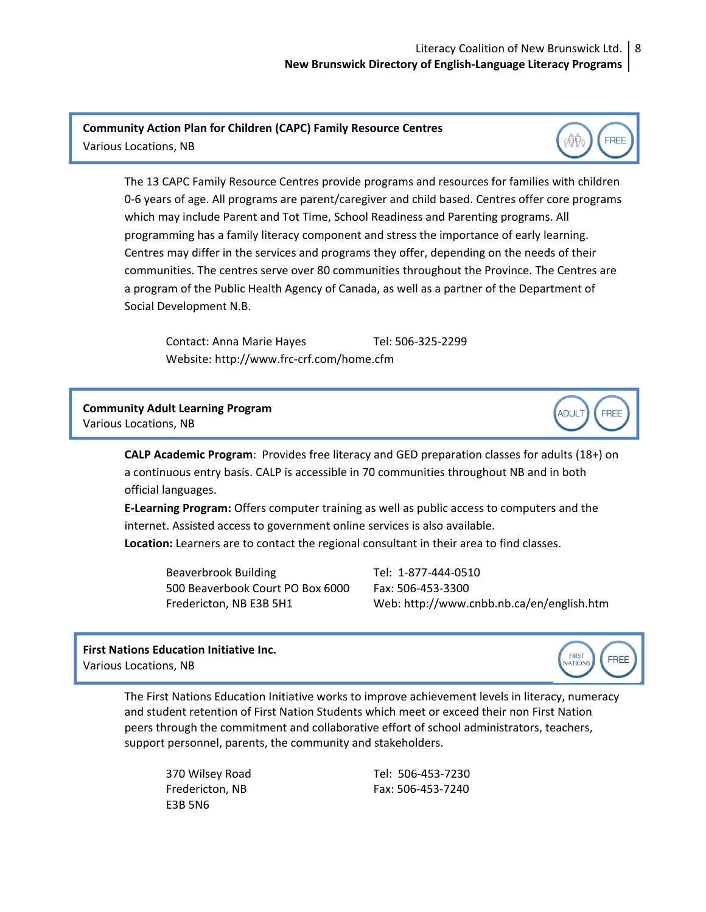**Community Action Plan for Children (CAPC) Family Resource Centres**
Various Locations, NB

FREE

The 13 CAPC Family Resource Centres provide programs and resources for families with children 0-6 years of age. All programs are parent/caregiver and child based. Centres offer core programs which may include Parent and Tot Time, School Readiness and Parenting programs. All programming has a family literacy component and stress the importance of early learning. Centres may differ in the services and programs they offer, depending on the needs of their communities. The centres serve over 80 communities throughout the Province. The Centres are a program of the Public Health Agency of Canada, as well as a partner of the Department of Social Development N.B.

Contact: Anna Marie Hayes  Tel: 506-325-2299
Website: http://www.frc-crf.com/home.cfm

**Community Adult Learning Program**
Various Locations, NB

ADULT FREE

**CALP Academic Program**: Provides free literacy and GED preparation classes for adults (18+) on a continuous entry basis. CALP is accessible in 70 communities throughout NB and in both official languages.
**E-Learning Program:** Offers computer training as well as public access to computers and the internet. Assisted access to government online services is also available.
**Location:** Learners are to contact the regional consultant in their area to find classes.

Beaverbrook Building
500 Beaverbook Court PO Box 6000
Fredericton, NB E3B 5H1

Tel: 1-877-444-0510
Fax: 506-453-3300
Web: http://www.cnbb.nb.ca/en/english.htm

**First Nations Education Initiative Inc.**
Various Locations, NB

FIRST NATIONS FREE

The First Nations Education Initiative works to improve achievement levels in literacy, numeracy and student retention of First Nation Students which meet or exceed their non First Nation peers through the commitment and collaborative effort of school administrators, teachers, support personnel, parents, the community and stakeholders.

370 Wilsey Road
Fredericton, NB
E3B 5N6

Tel: 506-453-7230
Fax: 506-453-7240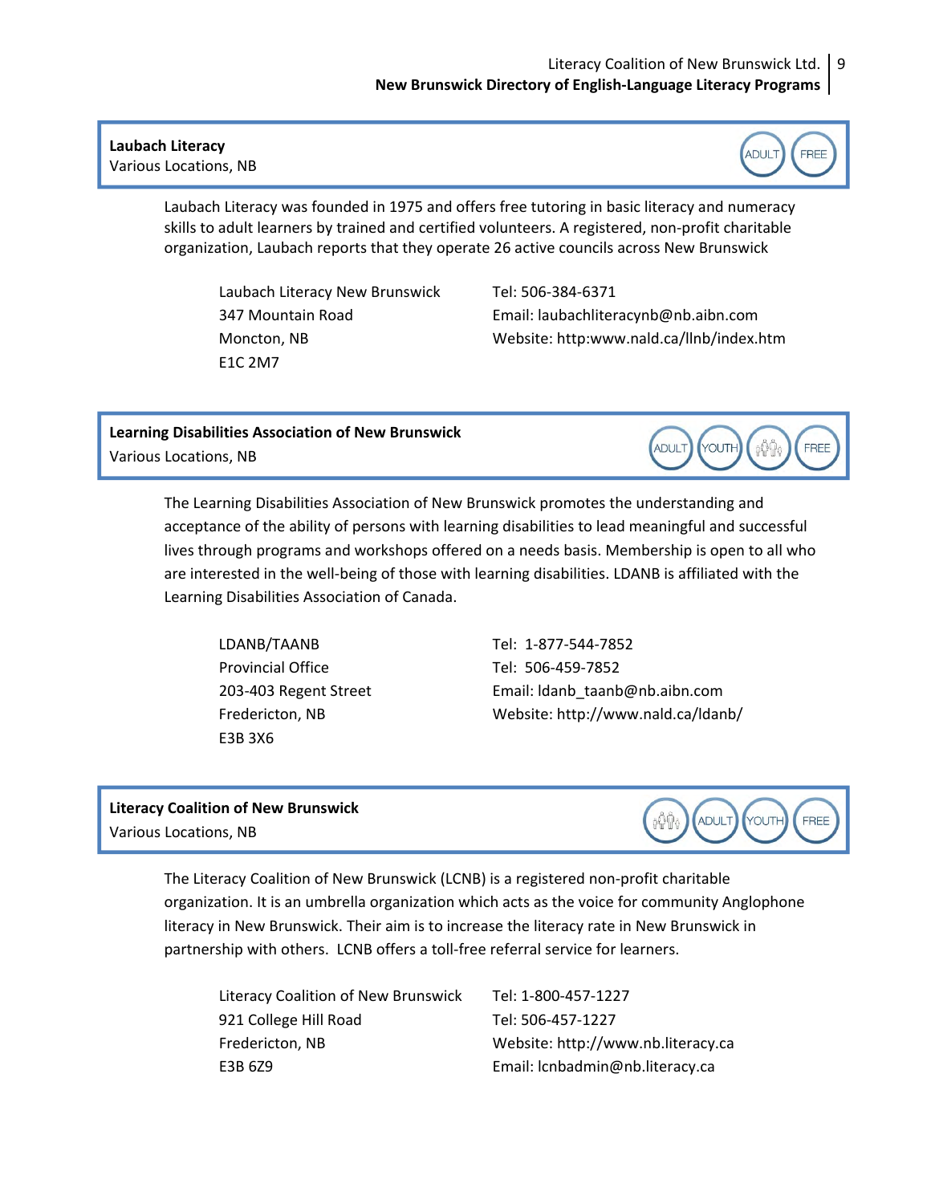**Laubach Literacy**
Various Locations, NB

ADULT FREE

Laubach Literacy was founded in 1975 and offers free tutoring in basic literacy and numeracy skills to adult learners by trained and certified volunteers. A registered, non-profit charitable organization, Laubach reports that they operate 26 active councils across New Brunswick

Laubach Literacy New Brunswick
347 Mountain Road
Moncton, NB
E1C 2M7

Tel: 506-384-6371
Email: laubachliteracynb@nb.aibn.com
Website: http:www.nald.ca/llnb/index.htm

**Learning Disabilities Association of New Brunswick**
Various Locations, NB

ADULT YOUTH FREE

The Learning Disabilities Association of New Brunswick promotes the understanding and acceptance of the ability of persons with learning disabilities to lead meaningful and successful lives through programs and workshops offered on a needs basis. Membership is open to all who are interested in the well-being of those with learning disabilities. LDANB is affiliated with the Learning Disabilities Association of Canada.

LDANB/TAANB
Provincial Office
203-403 Regent Street
Fredericton, NB
E3B 3X6

Tel: 1-877-544-7852
Tel: 506-459-7852
Email: ldanb_taanb@nb.aibn.com
Website: http://www.nald.ca/ldanb/

**Literacy Coalition of New Brunswick**
Various Locations, NB

ADULT YOUTH FREE

The Literacy Coalition of New Brunswick (LCNB) is a registered non-profit charitable organization. It is an umbrella organization which acts as the voice for community Anglophone literacy in New Brunswick. Their aim is to increase the literacy rate in New Brunswick in partnership with others. LCNB offers a toll-free referral service for learners.

Literacy Coalition of New Brunswick
921 College Hill Road
Fredericton, NB
E3B 6Z9

Tel: 1-800-457-1227
Tel: 506-457-1227
Website: http://www.nb.literacy.ca
Email: lcnbadmin@nb.literacy.ca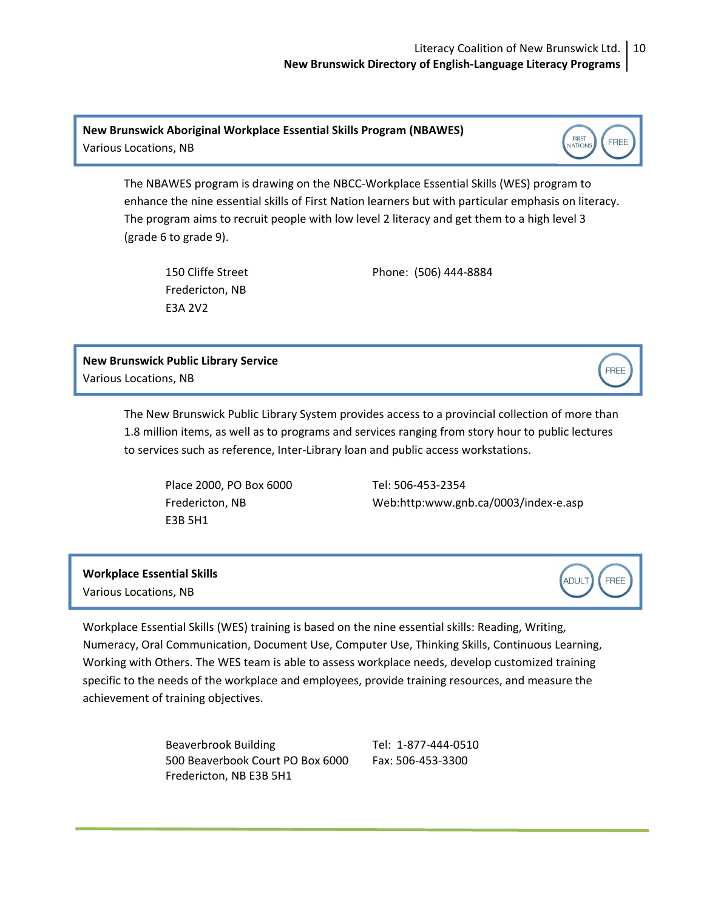**New Brunswick Aboriginal Workplace Essential Skills Program (NBAWES)**
Various Locations, NB

FIRST NATIONS | FREE

The NBAWES program is drawing on the NBCC-Workplace Essential Skills (WES) program to enhance the nine essential skills of First Nation learners but with particular emphasis on literacy. The program aims to recruit people with low level 2 literacy and get them to a high level 3 (grade 6 to grade 9).

150 Cliffe Street
Fredericton, NB
E3A 2V2

Phone: (506) 444-8884

**New Brunswick Public Library Service**
Various Locations, NB

FREE

The New Brunswick Public Library System provides access to a provincial collection of more than 1.8 million items, as well as to programs and services ranging from story hour to public lectures to services such as reference, Inter-Library loan and public access workstations.

Place 2000, PO Box 6000
Fredericton, NB
E3B 5H1

Tel: 506-453-2354
Web:http:www.gnb.ca/0003/index-e.asp

**Workplace Essential Skills**
Various Locations, NB

ADULT | FREE

Workplace Essential Skills (WES) training is based on the nine essential skills: Reading, Writing, Numeracy, Oral Communication, Document Use, Computer Use, Thinking Skills, Continuous Learning, Working with Others. The WES team is able to assess workplace needs, develop customized training specific to the needs of the workplace and employees, provide training resources, and measure the achievement of training objectives.

Beaverbrook Building
500 Beaverbook Court PO Box 6000
Fredericton, NB E3B 5H1

Tel: 1-877-444-0510
Fax: 506-453-3300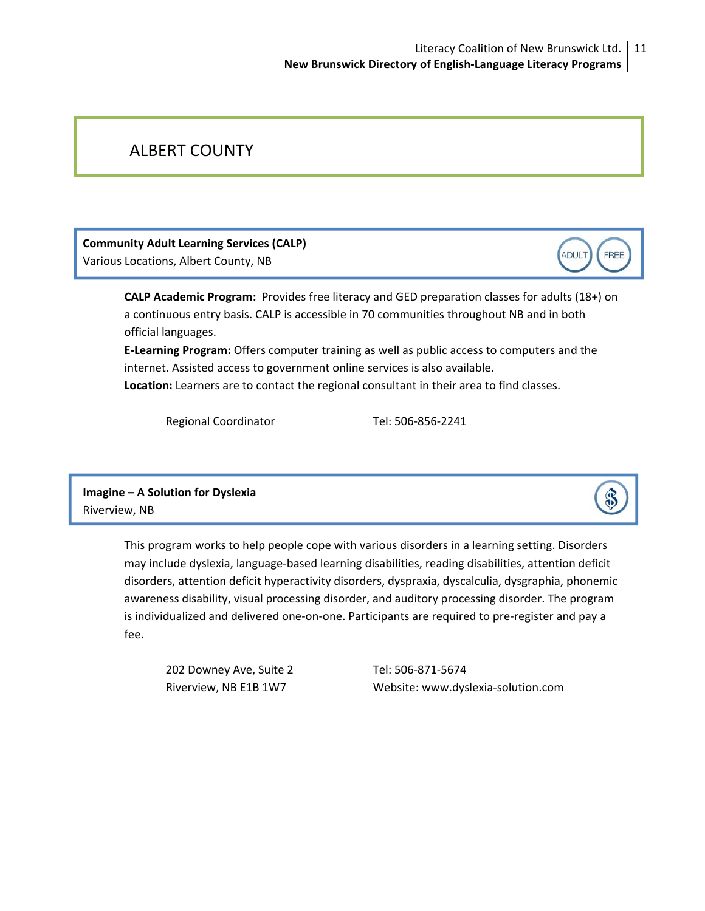# ALBERT COUNTY

**Community Adult Learning Services (CALP)**
Various Locations, Albert County, NB

ADULT FREE

**CALP Academic Program:** Provides free literacy and GED preparation classes for adults (18+) on a continuous entry basis. CALP is accessible in 70 communities throughout NB and in both official languages.

**E-Learning Program:** Offers computer training as well as public access to computers and the internet. Assisted access to government online services is also available.

**Location:** Learners are to contact the regional consultant in their area to find classes.

Regional Coordinator — Tel: 506-856-2241

**Imagine – A Solution for Dyslexia**
Riverview, NB

$

This program works to help people cope with various disorders in a learning setting. Disorders may include dyslexia, language-based learning disabilities, reading disabilities, attention deficit disorders, attention deficit hyperactivity disorders, dyspraxia, dyscalculia, dysgraphia, phonemic awareness disability, visual processing disorder, and auditory processing disorder. The program is individualized and delivered one-on-one. Participants are required to pre-register and pay a fee.

202 Downey Ave, Suite 2
Riverview, NB E1B 1W7

Tel: 506-871-5674
Website: www.dyslexia-solution.com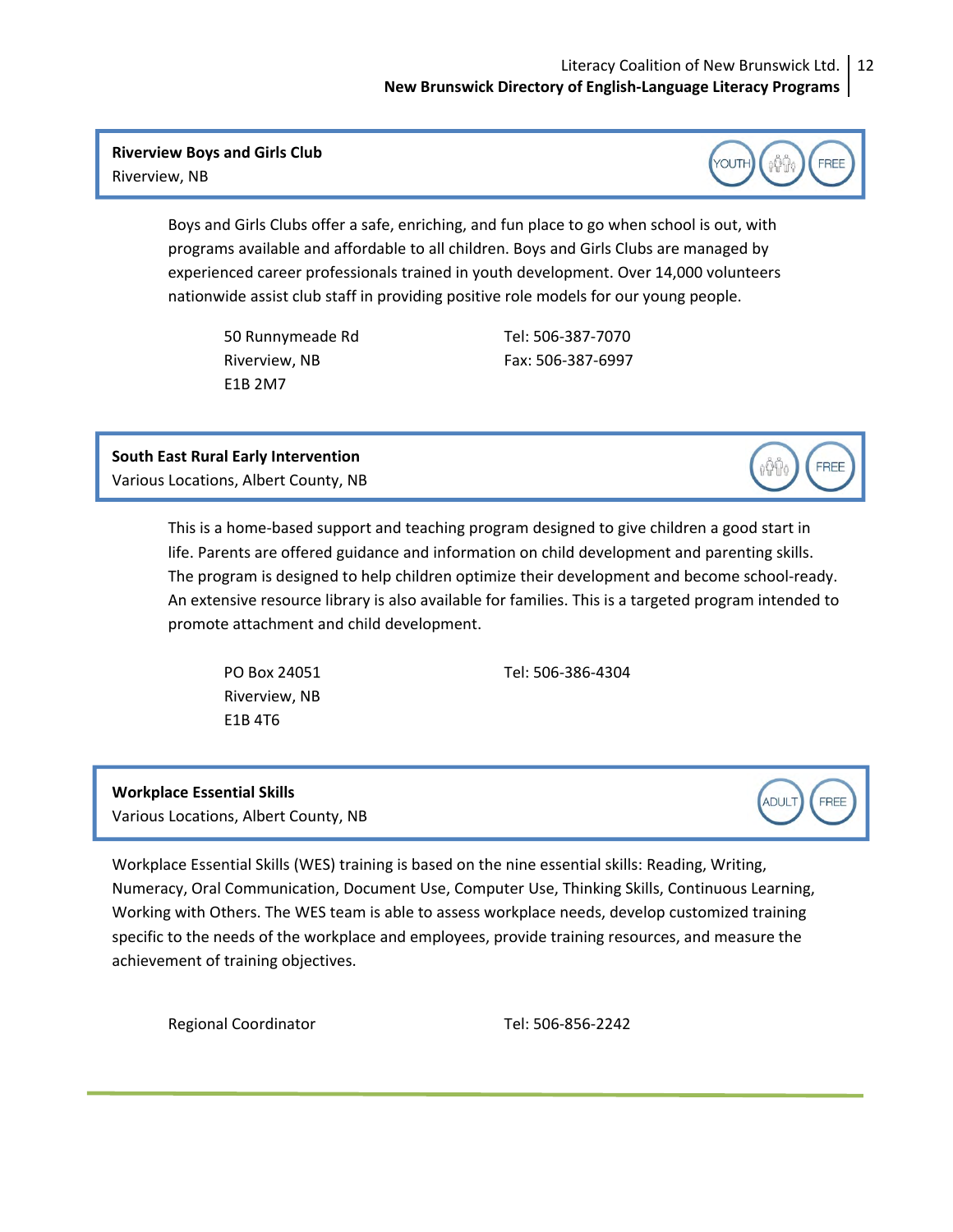**Riverview Boys and Girls Club**
Riverview, NB

YOUTH | FREE

Boys and Girls Clubs offer a safe, enriching, and fun place to go when school is out, with programs available and affordable to all children. Boys and Girls Clubs are managed by experienced career professionals trained in youth development. Over 14,000 volunteers nationwide assist club staff in providing positive role models for our young people.

50 Runnymeade Rd
Riverview, NB
E1B 2M7

Tel: 506-387-7070
Fax: 506-387-6997

**South East Rural Early Intervention**
Various Locations, Albert County, NB

FREE

This is a home-based support and teaching program designed to give children a good start in life. Parents are offered guidance and information on child development and parenting skills. The program is designed to help children optimize their development and become school-ready. An extensive resource library is also available for families. This is a targeted program intended to promote attachment and child development.

PO Box 24051
Riverview, NB
E1B 4T6

Tel: 506-386-4304

**Workplace Essential Skills**
Various Locations, Albert County, NB

ADULT | FREE

Workplace Essential Skills (WES) training is based on the nine essential skills: Reading, Writing, Numeracy, Oral Communication, Document Use, Computer Use, Thinking Skills, Continuous Learning, Working with Others. The WES team is able to assess workplace needs, develop customized training specific to the needs of the workplace and employees, provide training resources, and measure the achievement of training objectives.

Regional Coordinator

Tel: 506-856-2242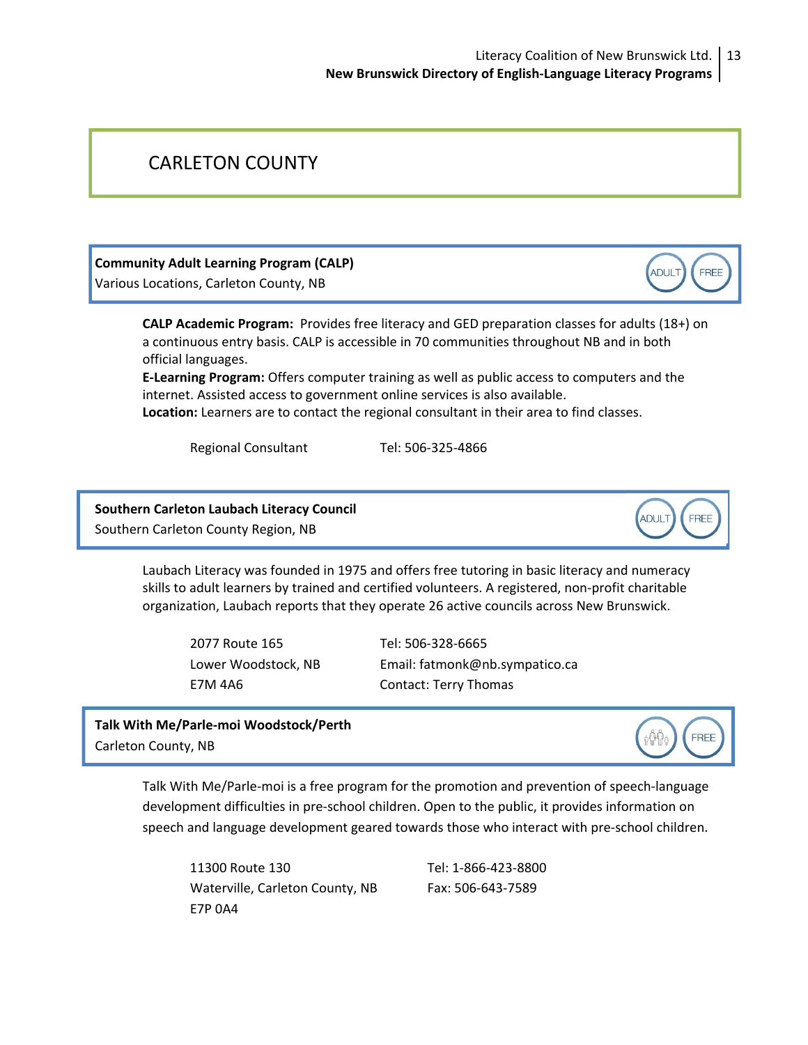# CARLETON COUNTY

**Community Adult Learning Program (CALP)**
Various Locations, Carleton County, NB

ADULT FREE

**CALP Academic Program:** Provides free literacy and GED preparation classes for adults (18+) on a continuous entry basis. CALP is accessible in 70 communities throughout NB and in both official languages.
**E-Learning Program:** Offers computer training as well as public access to computers and the internet. Assisted access to government online services is also available.
**Location:** Learners are to contact the regional consultant in their area to find classes.

Regional Consultant    Tel: 506-325-4866

**Southern Carleton Laubach Literacy Council**
Southern Carleton County Region, NB

ADULT FREE

Laubach Literacy was founded in 1975 and offers free tutoring in basic literacy and numeracy skills to adult learners by trained and certified volunteers. A registered, non-profit charitable organization, Laubach reports that they operate 26 active councils across New Brunswick.

2077 Route 165
Lower Woodstock, NB
E7M 4A6

Tel: 506-328-6665
Email: fatmonk@nb.sympatico.ca
Contact: Terry Thomas

**Talk With Me/Parle-moi Woodstock/Perth**
Carleton County, NB

FREE

Talk With Me/Parle-moi is a free program for the promotion and prevention of speech-language development difficulties in pre-school children. Open to the public, it provides information on speech and language development geared towards those who interact with pre-school children.

11300 Route 130
Waterville, Carleton County, NB
E7P 0A4

Tel: 1-866-423-8800
Fax: 506-643-7589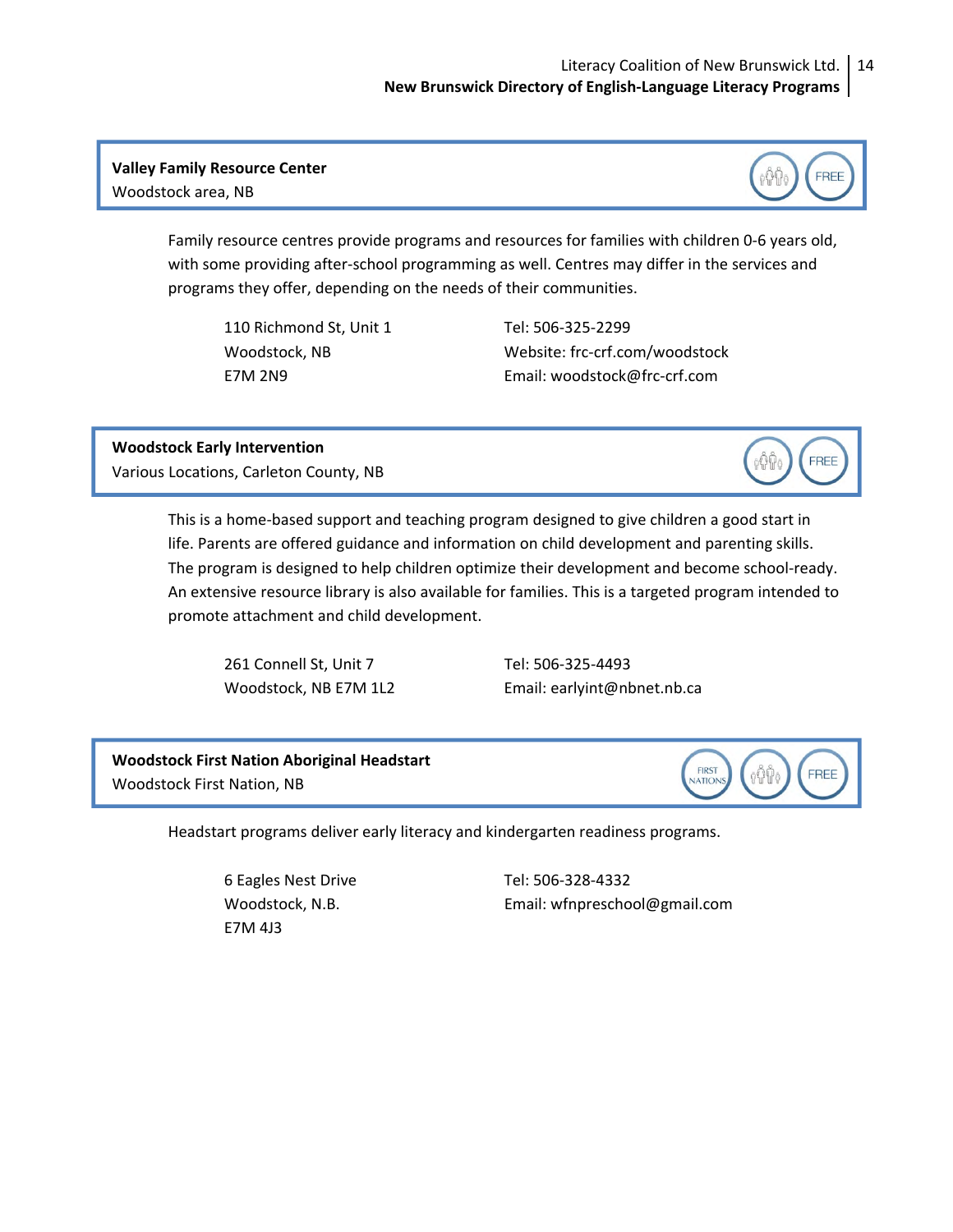**Valley Family Resource Center**
Woodstock area, NB

FREE

Family resource centres provide programs and resources for families with children 0-6 years old, with some providing after-school programming as well. Centres may differ in the services and programs they offer, depending on the needs of their communities.

110 Richmond St, Unit 1
Woodstock, NB
E7M 2N9

Tel: 506-325-2299
Website: frc-crf.com/woodstock
Email: woodstock@frc-crf.com

**Woodstock Early Intervention**
Various Locations, Carleton County, NB

FREE

This is a home-based support and teaching program designed to give children a good start in life. Parents are offered guidance and information on child development and parenting skills. The program is designed to help children optimize their development and become school-ready. An extensive resource library is also available for families. This is a targeted program intended to promote attachment and child development.

261 Connell St, Unit 7
Woodstock, NB E7M 1L2

Tel: 506-325-4493
Email: earlyint@nbnet.nb.ca

**Woodstock First Nation Aboriginal Headstart**
Woodstock First Nation, NB

FIRST NATIONS FREE

Headstart programs deliver early literacy and kindergarten readiness programs.

6 Eagles Nest Drive
Woodstock, N.B.
E7M 4J3

Tel: 506-328-4332
Email: wfnpreschool@gmail.com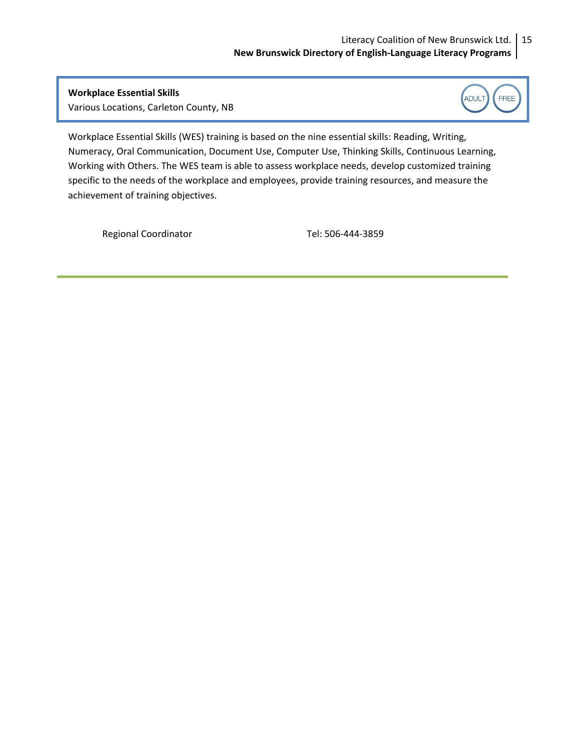**Workplace Essential Skills**
Various Locations, Carleton County, NB

ADULT FREE

Workplace Essential Skills (WES) training is based on the nine essential skills: Reading, Writing, Numeracy, Oral Communication, Document Use, Computer Use, Thinking Skills, Continuous Learning, Working with Others. The WES team is able to assess workplace needs, develop customized training specific to the needs of the workplace and employees, provide training resources, and measure the achievement of training objectives.

Regional Coordinator Tel: 506-444-3859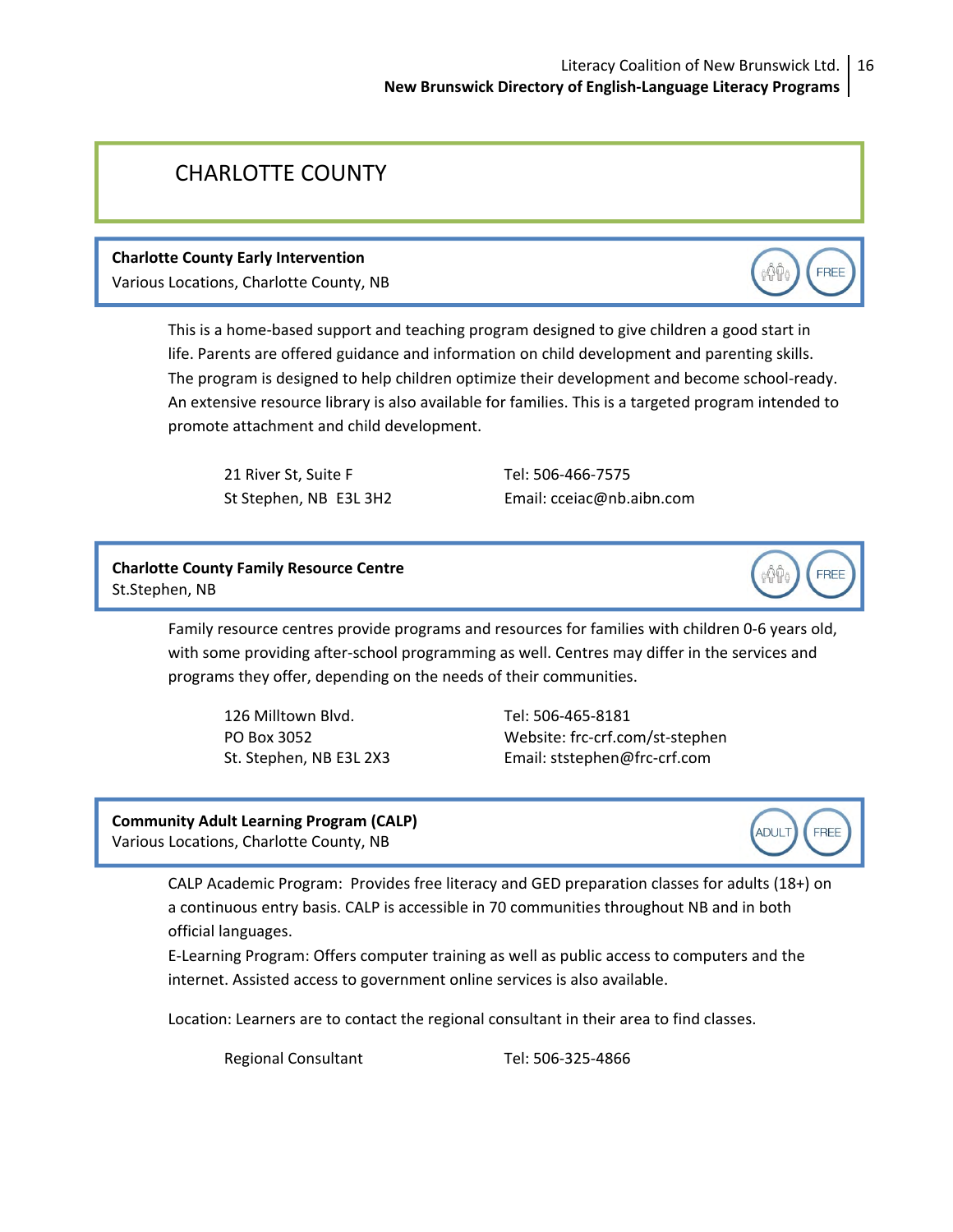# CHARLOTTE COUNTY

**Charlotte County Early Intervention**
Various Locations, Charlotte County, NB

FREE

This is a home-based support and teaching program designed to give children a good start in life. Parents are offered guidance and information on child development and parenting skills. The program is designed to help children optimize their development and become school-ready. An extensive resource library is also available for families. This is a targeted program intended to promote attachment and child development.

21 River St, Suite F
St Stephen, NB E3L 3H2

Tel: 506-466-7575
Email: cceiac@nb.aibn.com

**Charlotte County Family Resource Centre**
St.Stephen, NB

FREE

Family resource centres provide programs and resources for families with children 0-6 years old, with some providing after-school programming as well. Centres may differ in the services and programs they offer, depending on the needs of their communities.

126 Milltown Blvd.
PO Box 3052
St. Stephen, NB E3L 2X3

Tel: 506-465-8181
Website: frc-crf.com/st-stephen
Email: ststephen@frc-crf.com

**Community Adult Learning Program (CALP)**
Various Locations, Charlotte County, NB

ADULT FREE

CALP Academic Program: Provides free literacy and GED preparation classes for adults (18+) on a continuous entry basis. CALP is accessible in 70 communities throughout NB and in both official languages.
E-Learning Program: Offers computer training as well as public access to computers and the internet. Assisted access to government online services is also available.

Location: Learners are to contact the regional consultant in their area to find classes.

Regional Consultant

Tel: 506-325-4866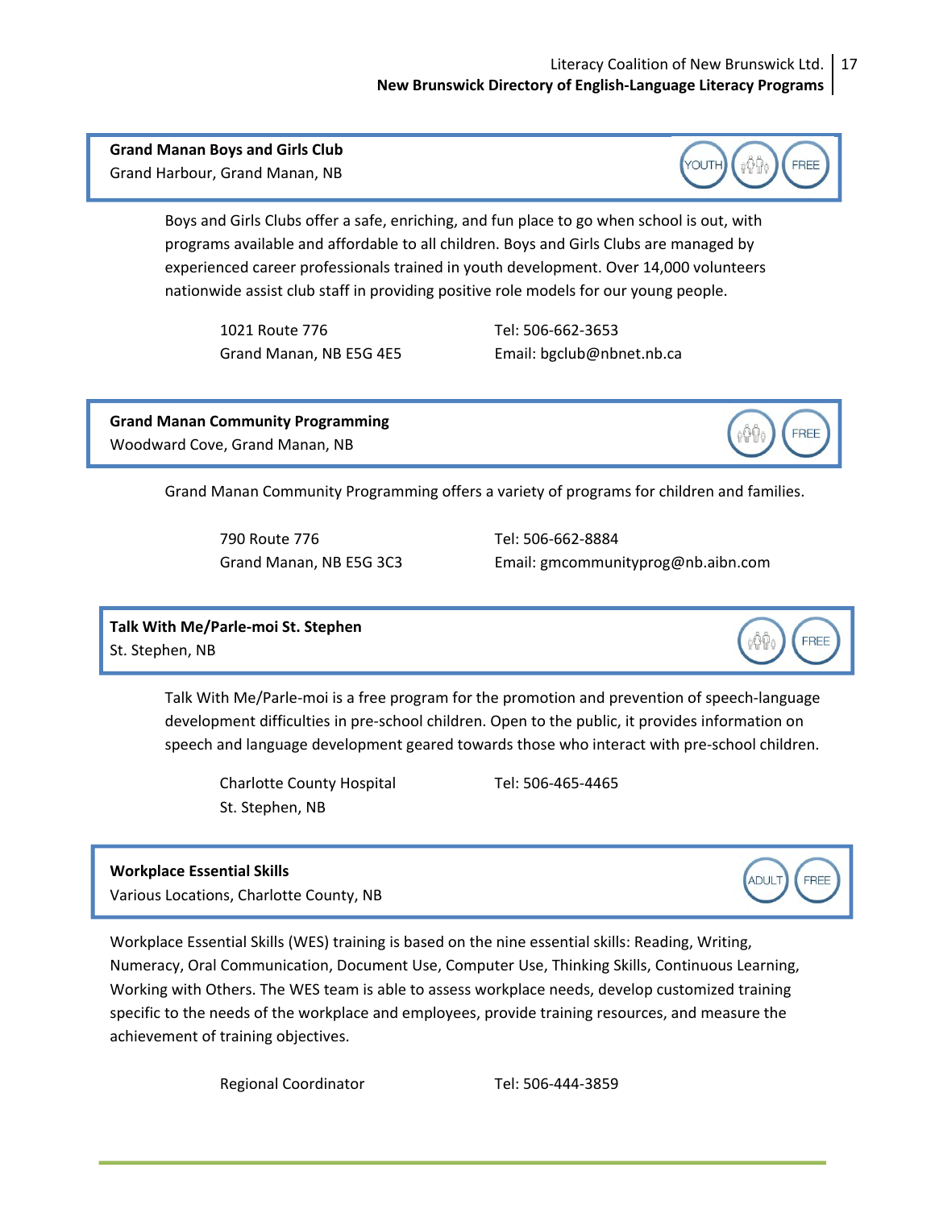**Grand Manan Boys and Girls Club**
Grand Harbour, Grand Manan, NB

YOUTH | FAMILY | FREE

Boys and Girls Clubs offer a safe, enriching, and fun place to go when school is out, with programs available and affordable to all children. Boys and Girls Clubs are managed by experienced career professionals trained in youth development. Over 14,000 volunteers nationwide assist club staff in providing positive role models for our young people.

1021 Route 776
Grand Manan, NB E5G 4E5

Tel: 506-662-3653
Email: bgclub@nbnet.nb.ca

**Grand Manan Community Programming**
Woodward Cove, Grand Manan, NB

FAMILY | FREE

Grand Manan Community Programming offers a variety of programs for children and families.

790 Route 776
Grand Manan, NB E5G 3C3

Tel: 506-662-8884
Email: gmcommunityprog@nb.aibn.com

**Talk With Me/Parle-moi St. Stephen**
St. Stephen, NB

FAMILY | FREE

Talk With Me/Parle-moi is a free program for the promotion and prevention of speech-language development difficulties in pre-school children. Open to the public, it provides information on speech and language development geared towards those who interact with pre-school children.

Charlotte County Hospital
St. Stephen, NB

Tel: 506-465-4465

**Workplace Essential Skills**
Various Locations, Charlotte County, NB

ADULT | FREE

Workplace Essential Skills (WES) training is based on the nine essential skills: Reading, Writing, Numeracy, Oral Communication, Document Use, Computer Use, Thinking Skills, Continuous Learning, Working with Others. The WES team is able to assess workplace needs, develop customized training specific to the needs of the workplace and employees, provide training resources, and measure the achievement of training objectives.

Regional Coordinator

Tel: 506-444-3859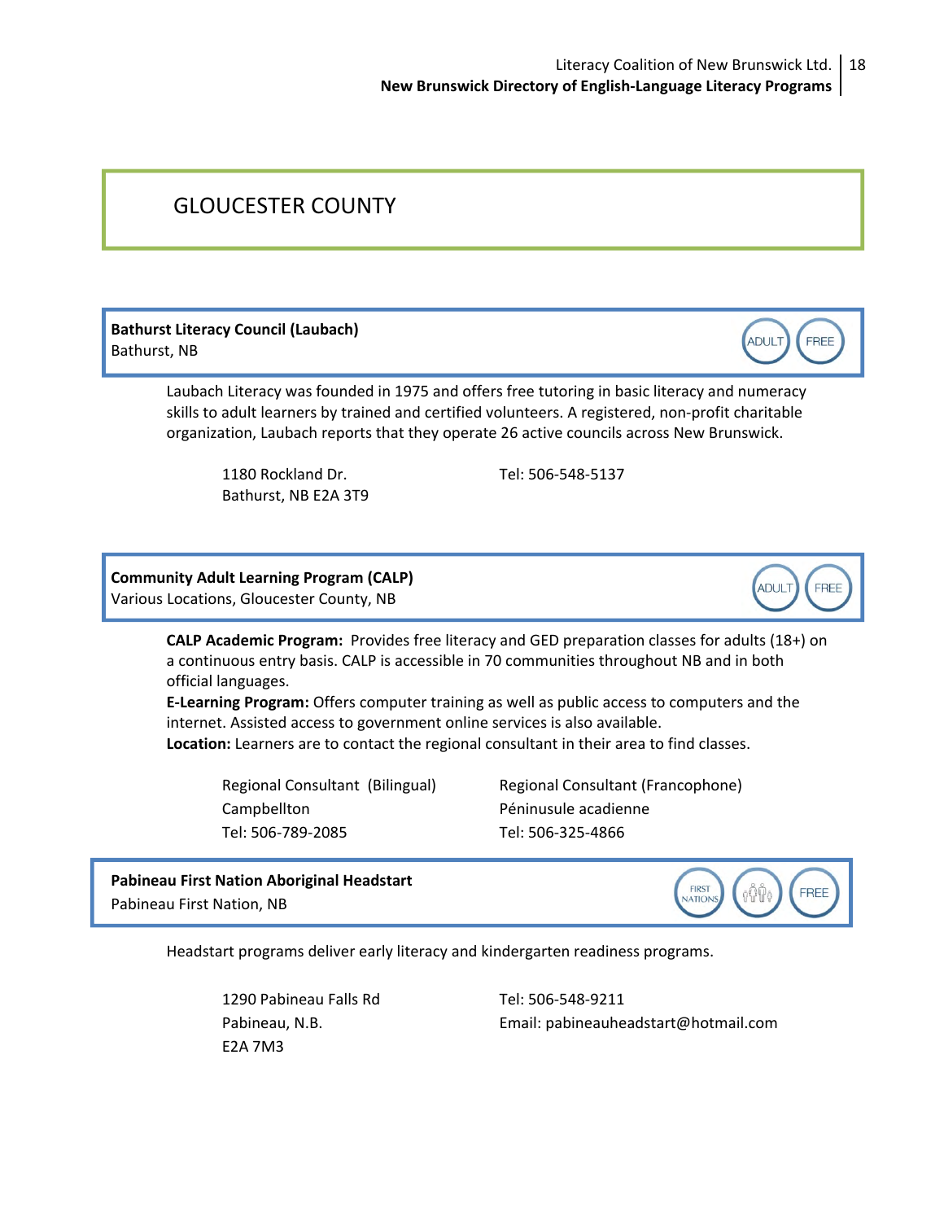# GLOUCESTER COUNTY

**Bathurst Literacy Council (Laubach)**
Bathurst, NB

ADULT FREE

Laubach Literacy was founded in 1975 and offers free tutoring in basic literacy and numeracy skills to adult learners by trained and certified volunteers. A registered, non-profit charitable organization, Laubach reports that they operate 26 active councils across New Brunswick.

1180 Rockland Dr.
Bathurst, NB E2A 3T9

Tel: 506-548-5137

**Community Adult Learning Program (CALP)**
Various Locations, Gloucester County, NB

ADULT FREE

**CALP Academic Program:** Provides free literacy and GED preparation classes for adults (18+) on a continuous entry basis. CALP is accessible in 70 communities throughout NB and in both official languages.
**E-Learning Program:** Offers computer training as well as public access to computers and the internet. Assisted access to government online services is also available.
**Location:** Learners are to contact the regional consultant in their area to find classes.

Regional Consultant (Bilingual)
Campbellton
Tel: 506-789-2085

Regional Consultant (Francophone)
Péninusule acadienne
Tel: 506-325-4866

**Pabineau First Nation Aboriginal Headstart**
Pabineau First Nation, NB

FIRST NATIONS FREE

Headstart programs deliver early literacy and kindergarten readiness programs.

1290 Pabineau Falls Rd
Pabineau, N.B.
E2A 7M3

Tel: 506-548-9211
Email: pabineauheadstart@hotmail.com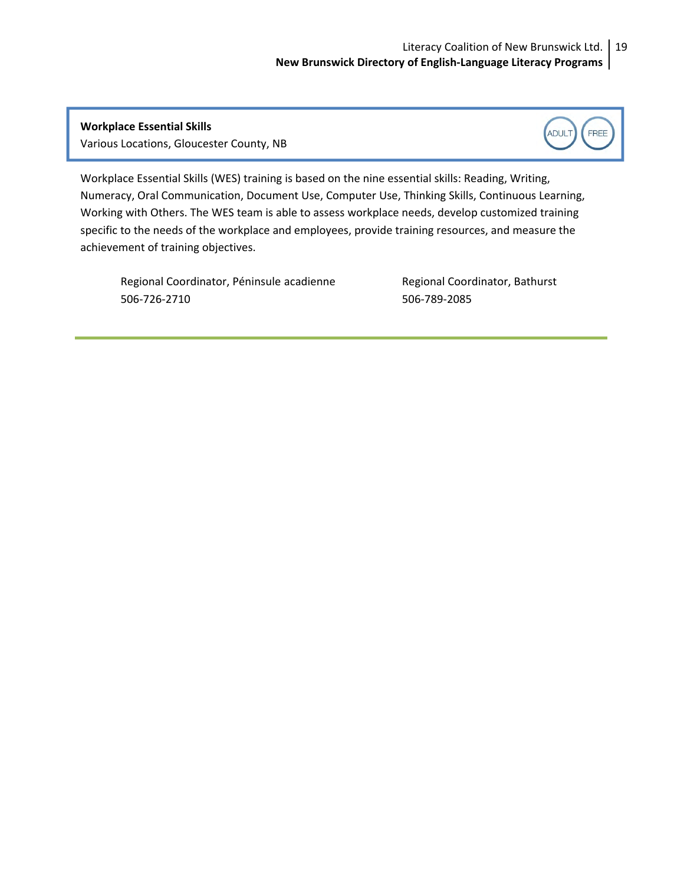**Workplace Essential Skills**
Various Locations, Gloucester County, NB

ADULT FREE

Workplace Essential Skills (WES) training is based on the nine essential skills: Reading, Writing, Numeracy, Oral Communication, Document Use, Computer Use, Thinking Skills, Continuous Learning, Working with Others. The WES team is able to assess workplace needs, develop customized training specific to the needs of the workplace and employees, provide training resources, and measure the achievement of training objectives.

Regional Coordinator, Péninsule acadienne
506-726-2710

Regional Coordinator, Bathurst
506-789-2085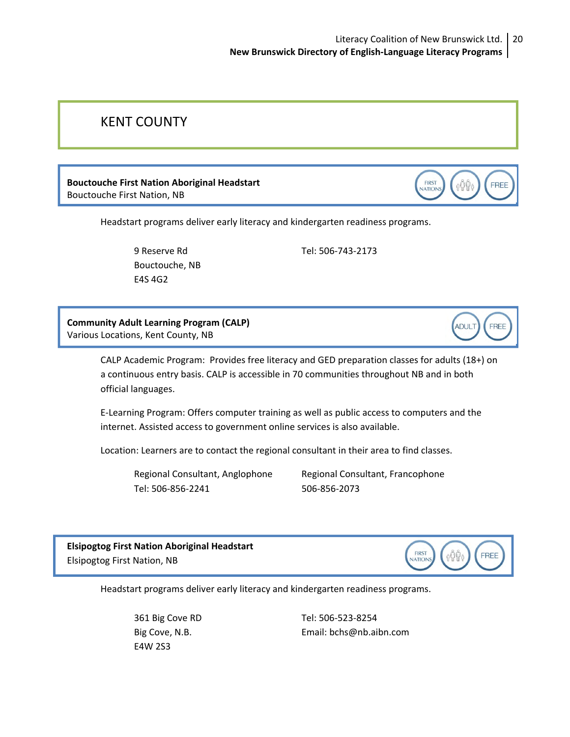# KENT COUNTY

**Bouctouche First Nation Aboriginal Headstart**
Bouctouche First Nation, NB

FIRST NATIONS | FREE

Headstart programs deliver early literacy and kindergarten readiness programs.

9 Reserve Rd
Bouctouche, NB
E4S 4G2

Tel: 506-743-2173

**Community Adult Learning Program (CALP)**
Various Locations, Kent County, NB

ADULT | FREE

CALP Academic Program: Provides free literacy and GED preparation classes for adults (18+) on a continuous entry basis. CALP is accessible in 70 communities throughout NB and in both official languages.

E-Learning Program: Offers computer training as well as public access to computers and the internet. Assisted access to government online services is also available.

Location: Learners are to contact the regional consultant in their area to find classes.

Regional Consultant, Anglophone
Tel: 506-856-2241

Regional Consultant, Francophone
506-856-2073

**Elsipogtog First Nation Aboriginal Headstart**
Elsipogtog First Nation, NB

FIRST NATIONS | FREE

Headstart programs deliver early literacy and kindergarten readiness programs.

361 Big Cove RD
Big Cove, N.B.
E4W 2S3

Tel: 506-523-8254
Email: bchs@nb.aibn.com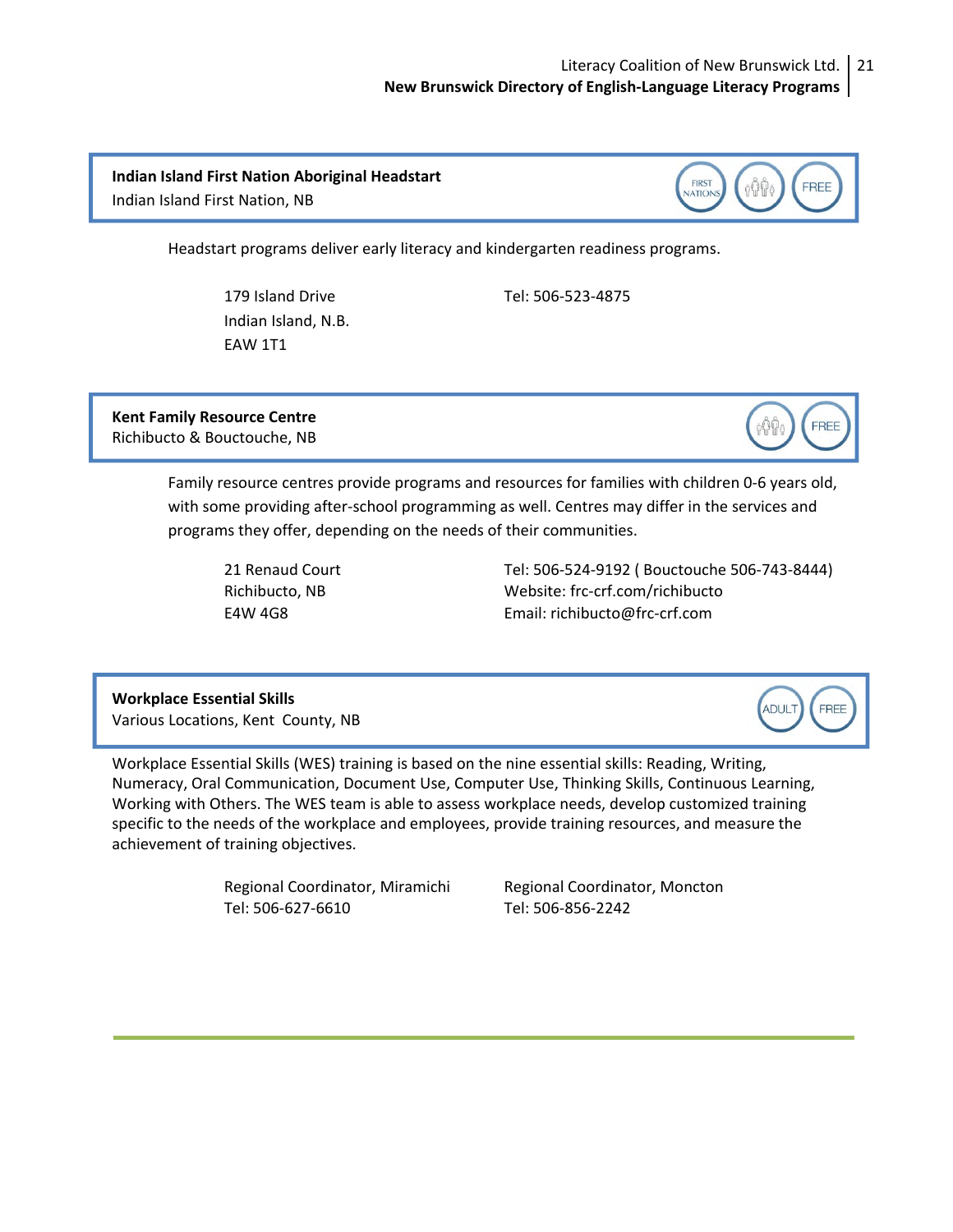**Indian Island First Nation Aboriginal Headstart**
Indian Island First Nation, NB

FIRST NATIONS | FREE

Headstart programs deliver early literacy and kindergarten readiness programs.

179 Island Drive
Indian Island, N.B.
EAW 1T1

Tel: 506-523-4875

**Kent Family Resource Centre**
Richibucto & Bouctouche, NB

FREE

Family resource centres provide programs and resources for families with children 0-6 years old, with some providing after-school programming as well. Centres may differ in the services and programs they offer, depending on the needs of their communities.

21 Renaud Court
Richibucto, NB
E4W 4G8

Tel: 506-524-9192 ( Bouctouche 506-743-8444)
Website: frc-crf.com/richibucto
Email: richibucto@frc-crf.com

**Workplace Essential Skills**
Various Locations, Kent County, NB

ADULT | FREE

Workplace Essential Skills (WES) training is based on the nine essential skills: Reading, Writing, Numeracy, Oral Communication, Document Use, Computer Use, Thinking Skills, Continuous Learning, Working with Others. The WES team is able to assess workplace needs, develop customized training specific to the needs of the workplace and employees, provide training resources, and measure the achievement of training objectives.

Regional Coordinator, Miramichi
Tel: 506-627-6610

Regional Coordinator, Moncton
Tel: 506-856-2242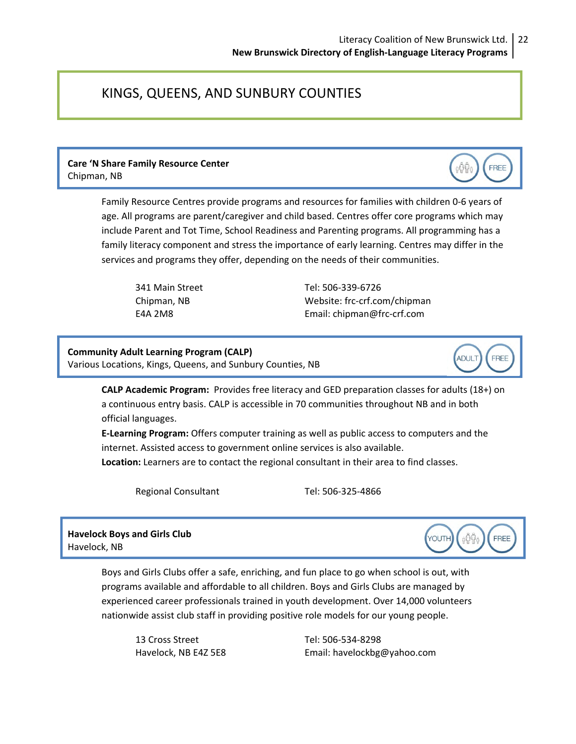# KINGS, QUEENS, AND SUNBURY COUNTIES

**Care 'N Share Family Resource Center**
Chipman, NB

FREE

Family Resource Centres provide programs and resources for families with children 0-6 years of age. All programs are parent/caregiver and child based. Centres offer core programs which may include Parent and Tot Time, School Readiness and Parenting programs. All programming has a family literacy component and stress the importance of early learning. Centres may differ in the services and programs they offer, depending on the needs of their communities.

341 Main Street
Chipman, NB
E4A 2M8

Tel: 506-339-6726
Website: frc-crf.com/chipman
Email: chipman@frc-crf.com

**Community Adult Learning Program (CALP)**
Various Locations, Kings, Queens, and Sunbury Counties, NB

ADULT FREE

**CALP Academic Program:** Provides free literacy and GED preparation classes for adults (18+) on a continuous entry basis. CALP is accessible in 70 communities throughout NB and in both official languages.
**E-Learning Program:** Offers computer training as well as public access to computers and the internet. Assisted access to government online services is also available.
**Location:** Learners are to contact the regional consultant in their area to find classes.

Regional Consultant

Tel: 506-325-4866

**Havelock Boys and Girls Club**
Havelock, NB

YOUTH FREE

Boys and Girls Clubs offer a safe, enriching, and fun place to go when school is out, with programs available and affordable to all children. Boys and Girls Clubs are managed by experienced career professionals trained in youth development. Over 14,000 volunteers nationwide assist club staff in providing positive role models for our young people.

13 Cross Street
Havelock, NB E4Z 5E8

Tel: 506-534-8298
Email: havelockbg@yahoo.com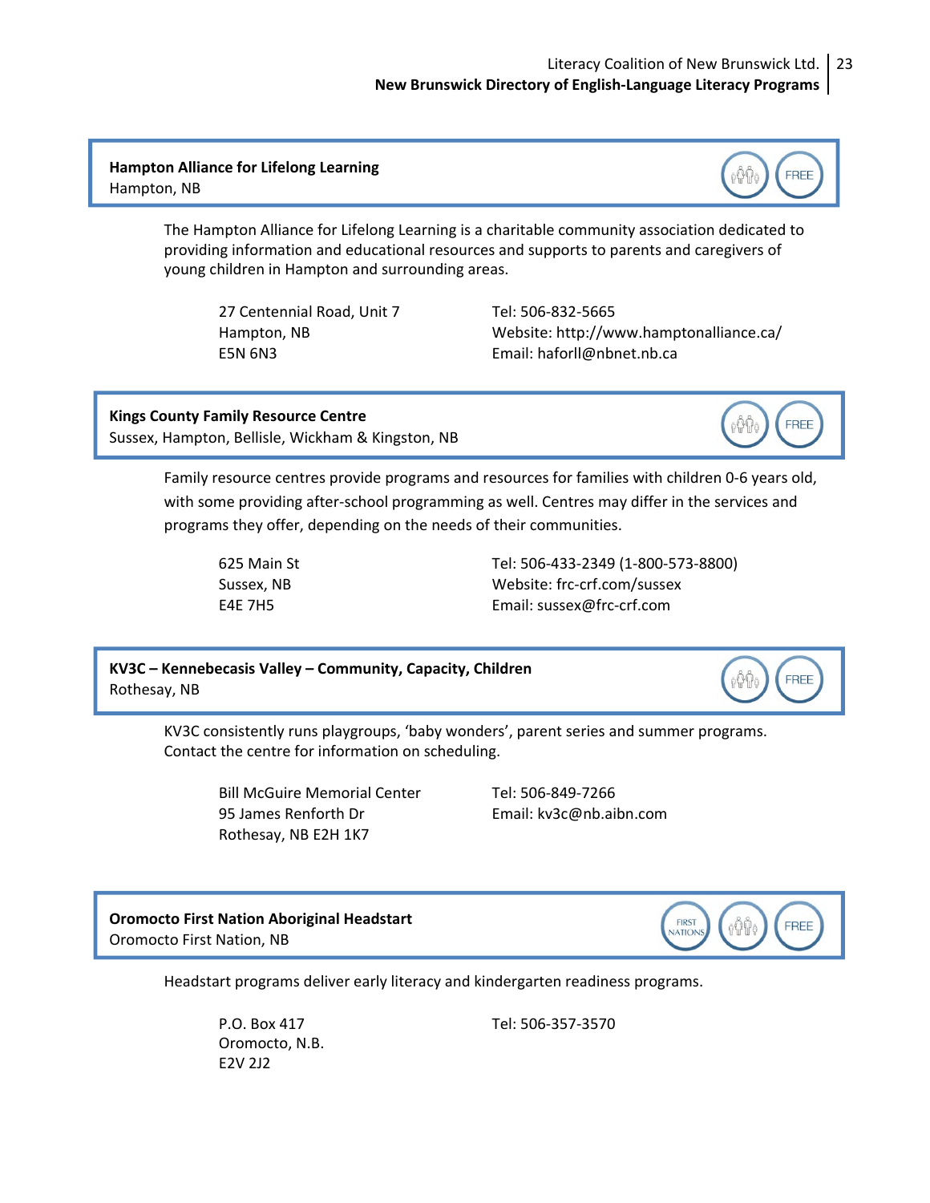**Hampton Alliance for Lifelong Learning**
Hampton, NB

The Hampton Alliance for Lifelong Learning is a charitable community association dedicated to providing information and educational resources and supports to parents and caregivers of young children in Hampton and surrounding areas.

27 Centennial Road, Unit 7
Hampton, NB
E5N 6N3

Tel: 506-832-5665
Website: http://www.hamptonalliance.ca/
Email: haforll@nbnet.nb.ca

**Kings County Family Resource Centre**
Sussex, Hampton, Bellisle, Wickham & Kingston, NB

Family resource centres provide programs and resources for families with children 0-6 years old, with some providing after-school programming as well. Centres may differ in the services and programs they offer, depending on the needs of their communities.

625 Main St
Sussex, NB
E4E 7H5

Tel: 506-433-2349 (1-800-573-8800)
Website: frc-crf.com/sussex
Email: sussex@frc-crf.com

**KV3C – Kennebecasis Valley – Community, Capacity, Children**
Rothesay, NB

KV3C consistently runs playgroups, 'baby wonders', parent series and summer programs. Contact the centre for information on scheduling.

Bill McGuire Memorial Center
95 James Renforth Dr
Rothesay, NB E2H 1K7

Tel: 506-849-7266
Email: kv3c@nb.aibn.com

**Oromocto First Nation Aboriginal Headstart**
Oromocto First Nation, NB

Headstart programs deliver early literacy and kindergarten readiness programs.

P.O. Box 417
Oromocto, N.B.
E2V 2J2

Tel: 506-357-3570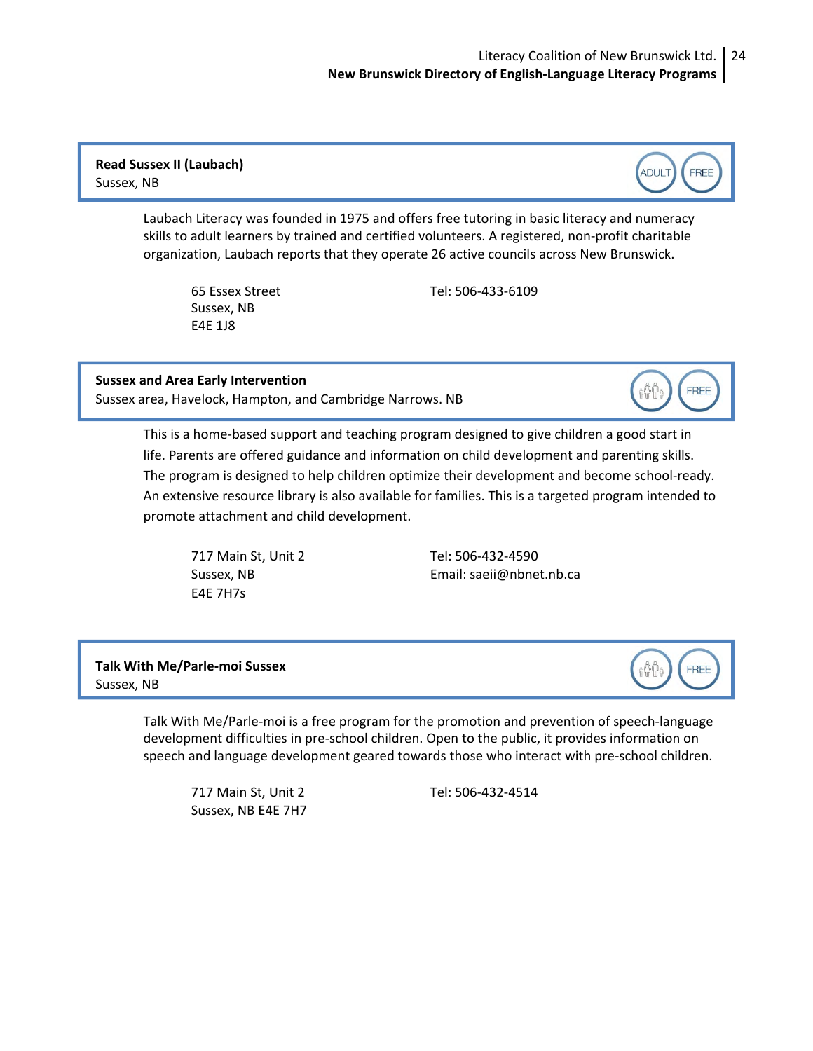**Read Sussex II (Laubach)**
Sussex, NB

ADULT FREE

Laubach Literacy was founded in 1975 and offers free tutoring in basic literacy and numeracy skills to adult learners by trained and certified volunteers. A registered, non-profit charitable organization, Laubach reports that they operate 26 active councils across New Brunswick.

65 Essex Street
Sussex, NB
E4E 1J8

Tel: 506-433-6109

**Sussex and Area Early Intervention**
Sussex area, Havelock, Hampton, and Cambridge Narrows. NB

FREE

This is a home-based support and teaching program designed to give children a good start in life. Parents are offered guidance and information on child development and parenting skills. The program is designed to help children optimize their development and become school-ready. An extensive resource library is also available for families. This is a targeted program intended to promote attachment and child development.

717 Main St, Unit 2
Sussex, NB
E4E 7H7s

Tel: 506-432-4590
Email: saeii@nbnet.nb.ca

**Talk With Me/Parle-moi Sussex**
Sussex, NB

FREE

Talk With Me/Parle-moi is a free program for the promotion and prevention of speech-language development difficulties in pre-school children. Open to the public, it provides information on speech and language development geared towards those who interact with pre-school children.

717 Main St, Unit 2
Sussex, NB E4E 7H7

Tel: 506-432-4514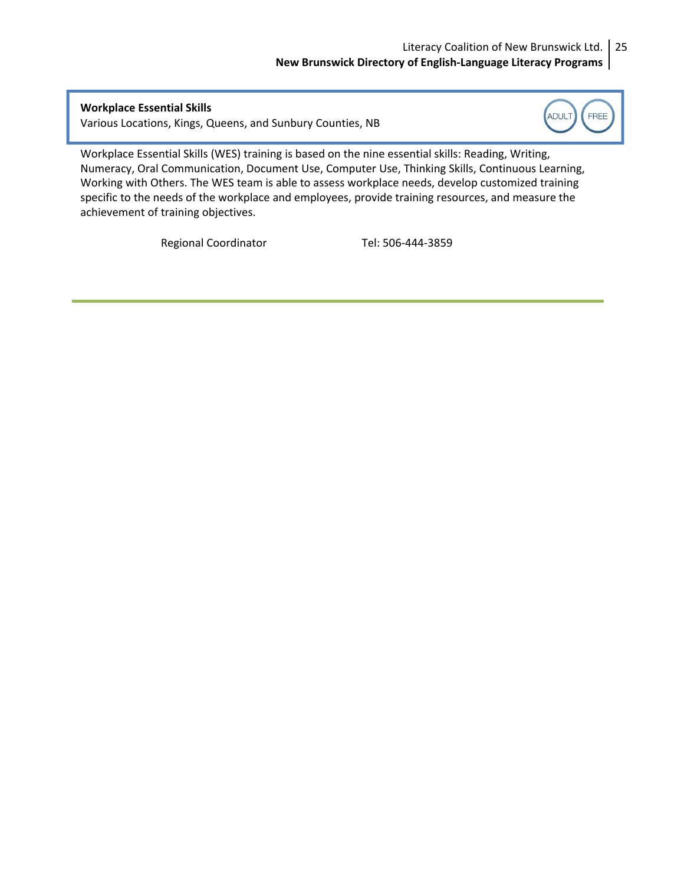**Workplace Essential Skills**
Various Locations, Kings, Queens, and Sunbury Counties, NB

ADULT FREE

Workplace Essential Skills (WES) training is based on the nine essential skills: Reading, Writing, Numeracy, Oral Communication, Document Use, Computer Use, Thinking Skills, Continuous Learning, Working with Others. The WES team is able to assess workplace needs, develop customized training specific to the needs of the workplace and employees, provide training resources, and measure the achievement of training objectives.

Regional Coordinator Tel: 506-444-3859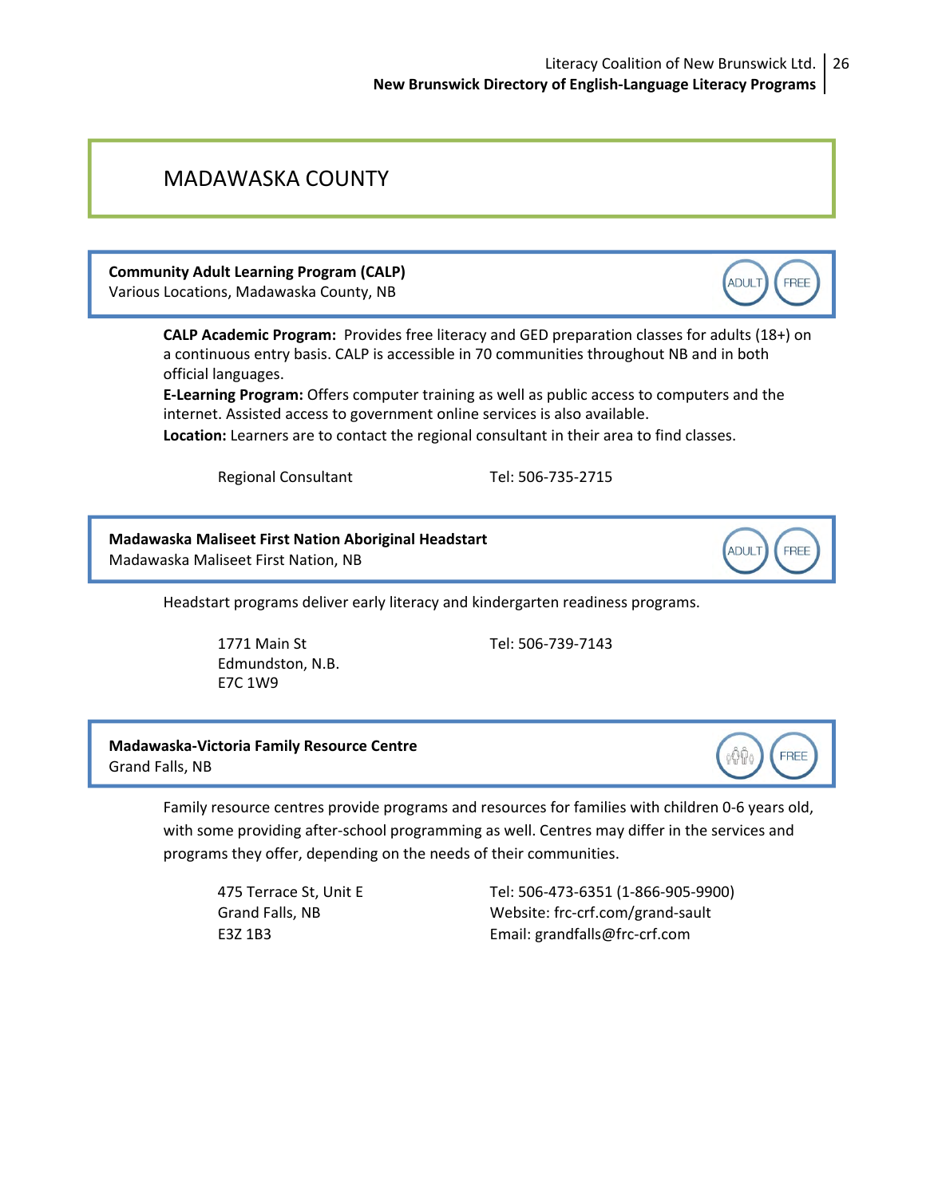# MADAWASKA COUNTY

**Community Adult Learning Program (CALP)**
Various Locations, Madawaska County, NB

ADULT FREE

**CALP Academic Program:** Provides free literacy and GED preparation classes for adults (18+) on a continuous entry basis. CALP is accessible in 70 communities throughout NB and in both official languages.

**E-Learning Program:** Offers computer training as well as public access to computers and the internet. Assisted access to government online services is also available.

**Location:** Learners are to contact the regional consultant in their area to find classes.

Regional Consultant — Tel: 506-735-2715

**Madawaska Maliseet First Nation Aboriginal Headstart**
Madawaska Maliseet First Nation, NB

ADULT FREE

Headstart programs deliver early literacy and kindergarten readiness programs.

1771 Main St
Edmundston, N.B.
E7C 1W9

Tel: 506-739-7143

**Madawaska-Victoria Family Resource Centre**
Grand Falls, NB

FREE

Family resource centres provide programs and resources for families with children 0-6 years old, with some providing after-school programming as well. Centres may differ in the services and programs they offer, depending on the needs of their communities.

475 Terrace St, Unit E
Grand Falls, NB
E3Z 1B3

Tel: 506-473-6351 (1-866-905-9900)
Website: frc-crf.com/grand-sault
Email: grandfalls@frc-crf.com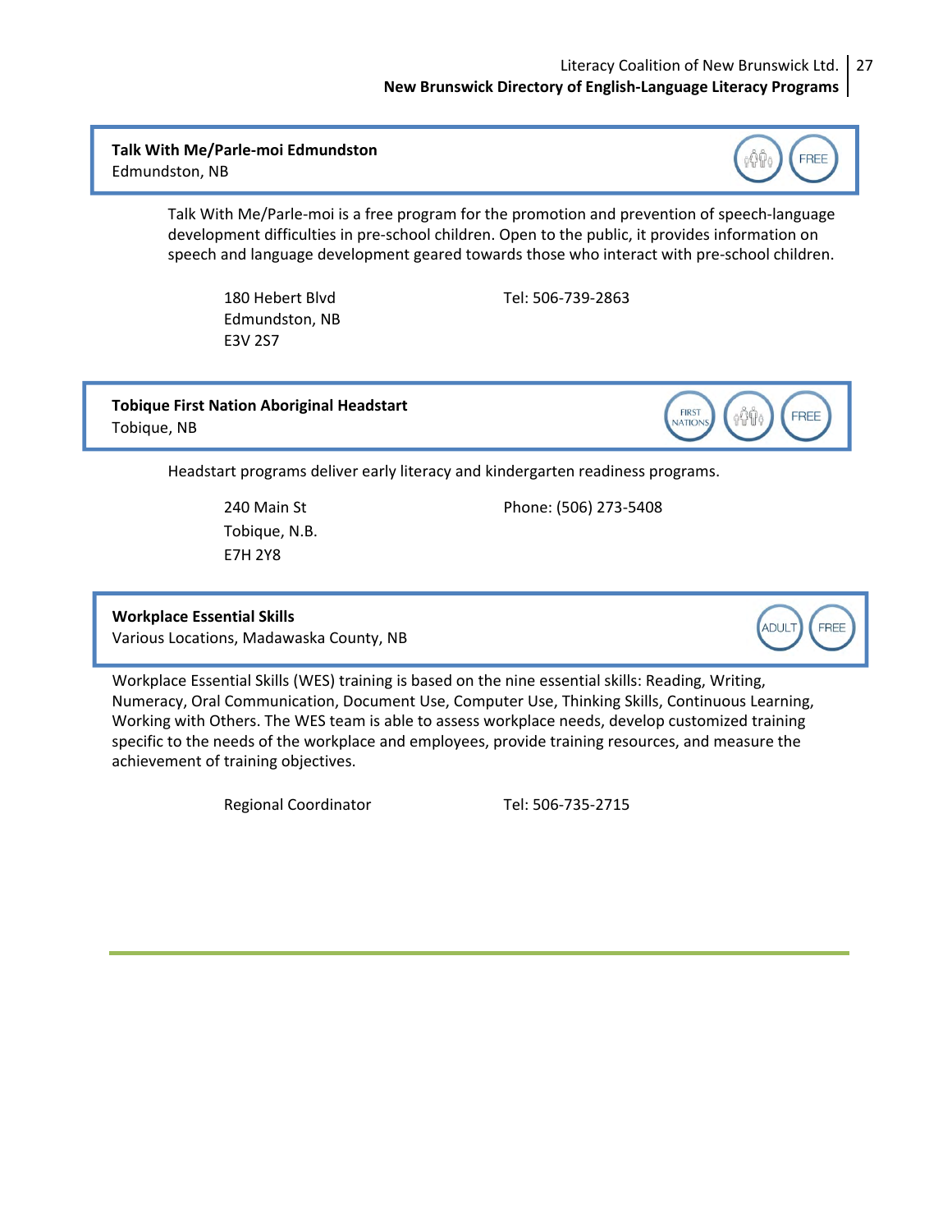**Talk With Me/Parle-moi Edmundston**
Edmundston, NB

FREE

Talk With Me/Parle-moi is a free program for the promotion and prevention of speech-language development difficulties in pre-school children. Open to the public, it provides information on speech and language development geared towards those who interact with pre-school children.

180 Hebert Blvd
Edmundston, NB
E3V 2S7

Tel: 506-739-2863

**Tobique First Nation Aboriginal Headstart**
Tobique, NB

FIRST NATIONS | FREE

Headstart programs deliver early literacy and kindergarten readiness programs.

240 Main St
Tobique, N.B.
E7H 2Y8

Phone: (506) 273-5408

**Workplace Essential Skills**
Various Locations, Madawaska County, NB

ADULT | FREE

Workplace Essential Skills (WES) training is based on the nine essential skills: Reading, Writing, Numeracy, Oral Communication, Document Use, Computer Use, Thinking Skills, Continuous Learning, Working with Others. The WES team is able to assess workplace needs, develop customized training specific to the needs of the workplace and employees, provide training resources, and measure the achievement of training objectives.

Regional Coordinator

Tel: 506-735-2715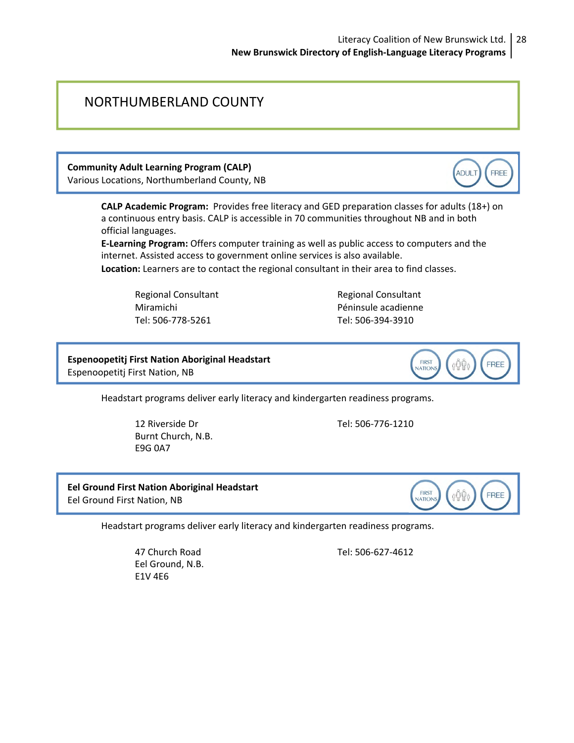# NORTHUMBERLAND COUNTY

**Community Adult Learning Program (CALP)**
Various Locations, Northumberland County, NB

ADULT FREE

**CALP Academic Program:** Provides free literacy and GED preparation classes for adults (18+) on a continuous entry basis. CALP is accessible in 70 communities throughout NB and in both official languages.

**E-Learning Program:** Offers computer training as well as public access to computers and the internet. Assisted access to government online services is also available.

**Location:** Learners are to contact the regional consultant in their area to find classes.

Regional Consultant
Miramichi
Tel: 506-778-5261

Regional Consultant
Péninsule acadienne
Tel: 506-394-3910

**Espenoopetitj First Nation Aboriginal Headstart**
Espenoopetitj First Nation, NB

FIRST NATIONS FREE

Headstart programs deliver early literacy and kindergarten readiness programs.

12 Riverside Dr
Burnt Church, N.B.
E9G 0A7

Tel: 506-776-1210

**Eel Ground First Nation Aboriginal Headstart**
Eel Ground First Nation, NB

FIRST NATIONS FREE

Headstart programs deliver early literacy and kindergarten readiness programs.

47 Church Road
Eel Ground, N.B.
E1V 4E6

Tel: 506-627-4612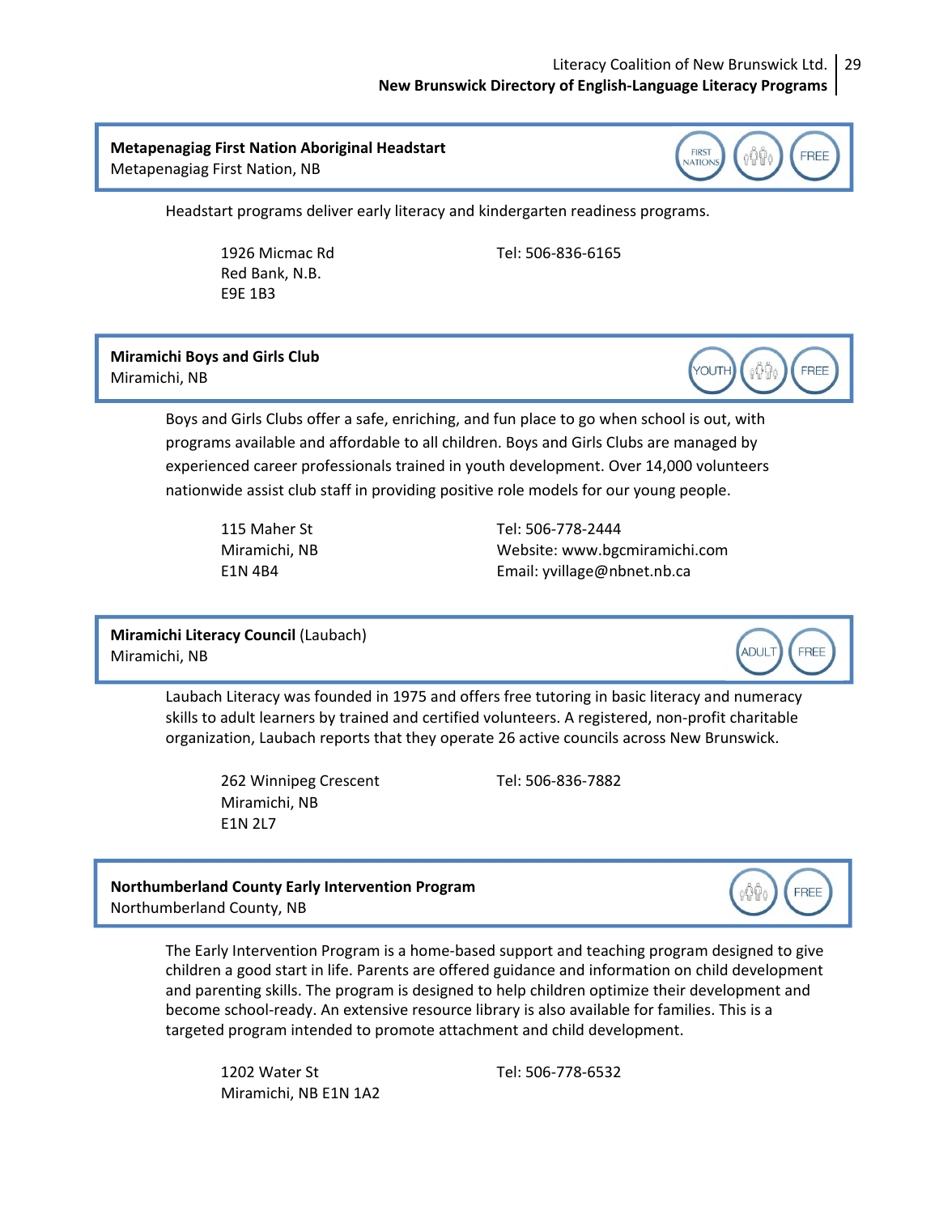**Metapenagiag First Nation Aboriginal Headstart**
Metapenagiag First Nation, NB

FIRST NATIONS | FREE

Headstart programs deliver early literacy and kindergarten readiness programs.

1926 Micmac Rd
Red Bank, N.B.
E9E 1B3

Tel: 506-836-6165

**Miramichi Boys and Girls Club**
Miramichi, NB

YOUTH | FREE

Boys and Girls Clubs offer a safe, enriching, and fun place to go when school is out, with programs available and affordable to all children. Boys and Girls Clubs are managed by experienced career professionals trained in youth development. Over 14,000 volunteers nationwide assist club staff in providing positive role models for our young people.

115 Maher St
Miramichi, NB
E1N 4B4

Tel: 506-778-2444
Website: www.bgcmiramichi.com
Email: yvillage@nbnet.nb.ca

**Miramichi Literacy Council** (Laubach)
Miramichi, NB

ADULT | FREE

Laubach Literacy was founded in 1975 and offers free tutoring in basic literacy and numeracy skills to adult learners by trained and certified volunteers. A registered, non-profit charitable organization, Laubach reports that they operate 26 active councils across New Brunswick.

262 Winnipeg Crescent
Miramichi, NB
E1N 2L7

Tel: 506-836-7882

**Northumberland County Early Intervention Program**
Northumberland County, NB

FREE

The Early Intervention Program is a home-based support and teaching program designed to give children a good start in life. Parents are offered guidance and information on child development and parenting skills. The program is designed to help children optimize their development and become school-ready. An extensive resource library is also available for families. This is a targeted program intended to promote attachment and child development.

1202 Water St
Miramichi, NB E1N 1A2

Tel: 506-778-6532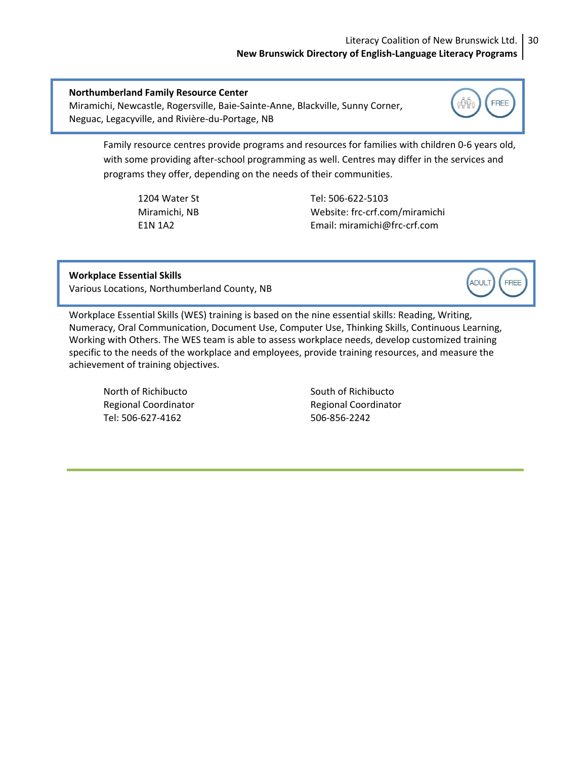**Northumberland Family Resource Center**
Miramichi, Newcastle, Rogersville, Baie-Sainte-Anne, Blackville, Sunny Corner, Neguac, Legacyville, and Rivière-du-Portage, NB

FREE

Family resource centres provide programs and resources for families with children 0-6 years old, with some providing after-school programming as well. Centres may differ in the services and programs they offer, depending on the needs of their communities.

1204 Water St
Miramichi, NB
E1N 1A2

Tel: 506-622-5103
Website: frc-crf.com/miramichi
Email: miramichi@frc-crf.com

**Workplace Essential Skills**
Various Locations, Northumberland County, NB

ADULT FREE

Workplace Essential Skills (WES) training is based on the nine essential skills: Reading, Writing, Numeracy, Oral Communication, Document Use, Computer Use, Thinking Skills, Continuous Learning, Working with Others. The WES team is able to assess workplace needs, develop customized training specific to the needs of the workplace and employees, provide training resources, and measure the achievement of training objectives.

North of Richibucto
Regional Coordinator
Tel: 506-627-4162

South of Richibucto
Regional Coordinator
506-856-2242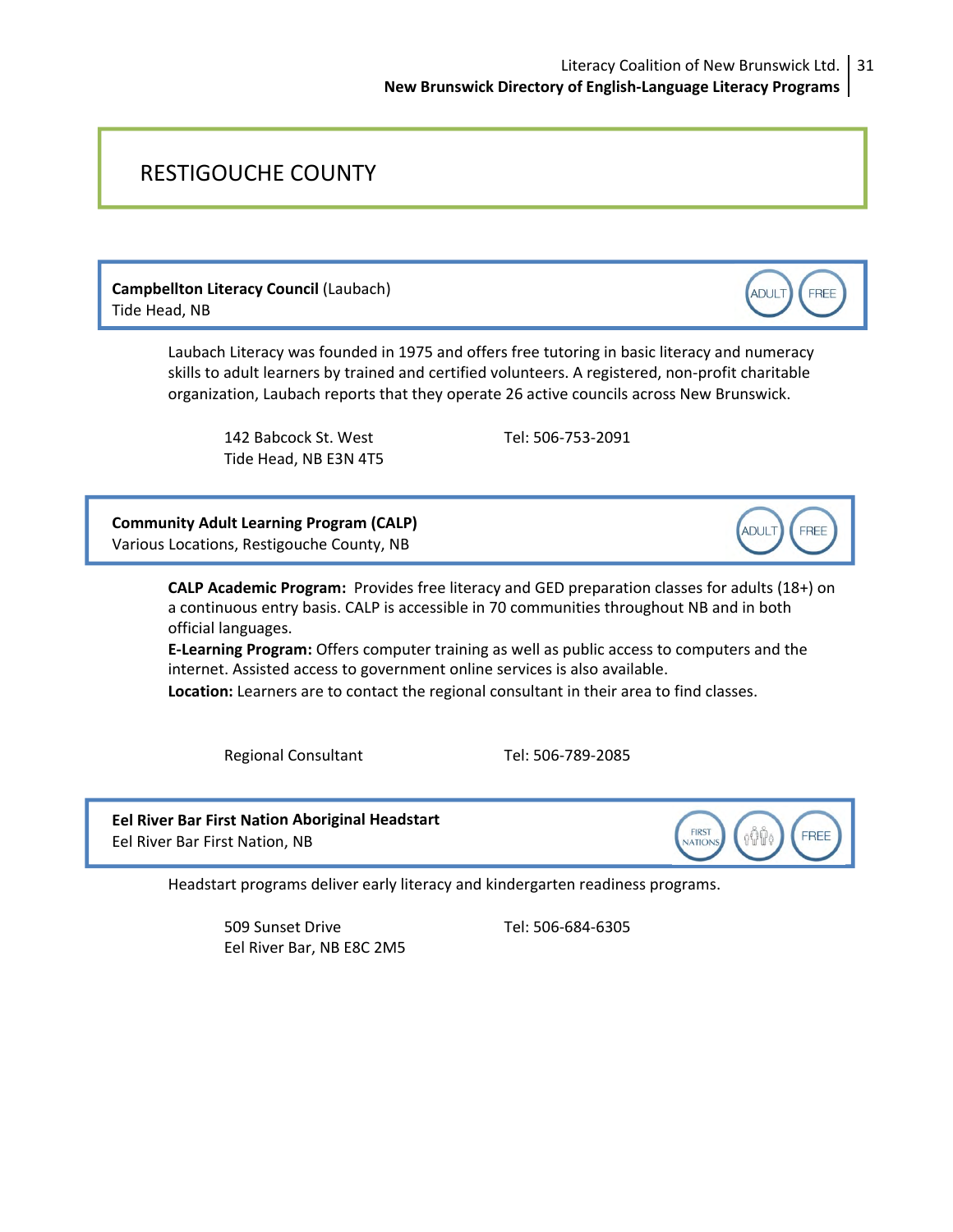# RESTIGOUCHE COUNTY

**Campbellton Literacy Council** (Laubach)
Tide Head, NB

ADULT FREE

Laubach Literacy was founded in 1975 and offers free tutoring in basic literacy and numeracy skills to adult learners by trained and certified volunteers. A registered, non-profit charitable organization, Laubach reports that they operate 26 active councils across New Brunswick.

142 Babcock St. West
Tide Head, NB E3N 4T5

Tel: 506-753-2091

**Community Adult Learning Program (CALP)**
Various Locations, Restigouche County, NB

ADULT FREE

**CALP Academic Program:** Provides free literacy and GED preparation classes for adults (18+) on a continuous entry basis. CALP is accessible in 70 communities throughout NB and in both official languages.
**E-Learning Program:** Offers computer training as well as public access to computers and the internet. Assisted access to government online services is also available.
**Location:** Learners are to contact the regional consultant in their area to find classes.

Regional Consultant

Tel: 506-789-2085

**Eel River Bar First Nation Aboriginal Headstart**
Eel River Bar First Nation, NB

FIRST NATIONS FREE

Headstart programs deliver early literacy and kindergarten readiness programs.

509 Sunset Drive
Eel River Bar, NB E8C 2M5

Tel: 506-684-6305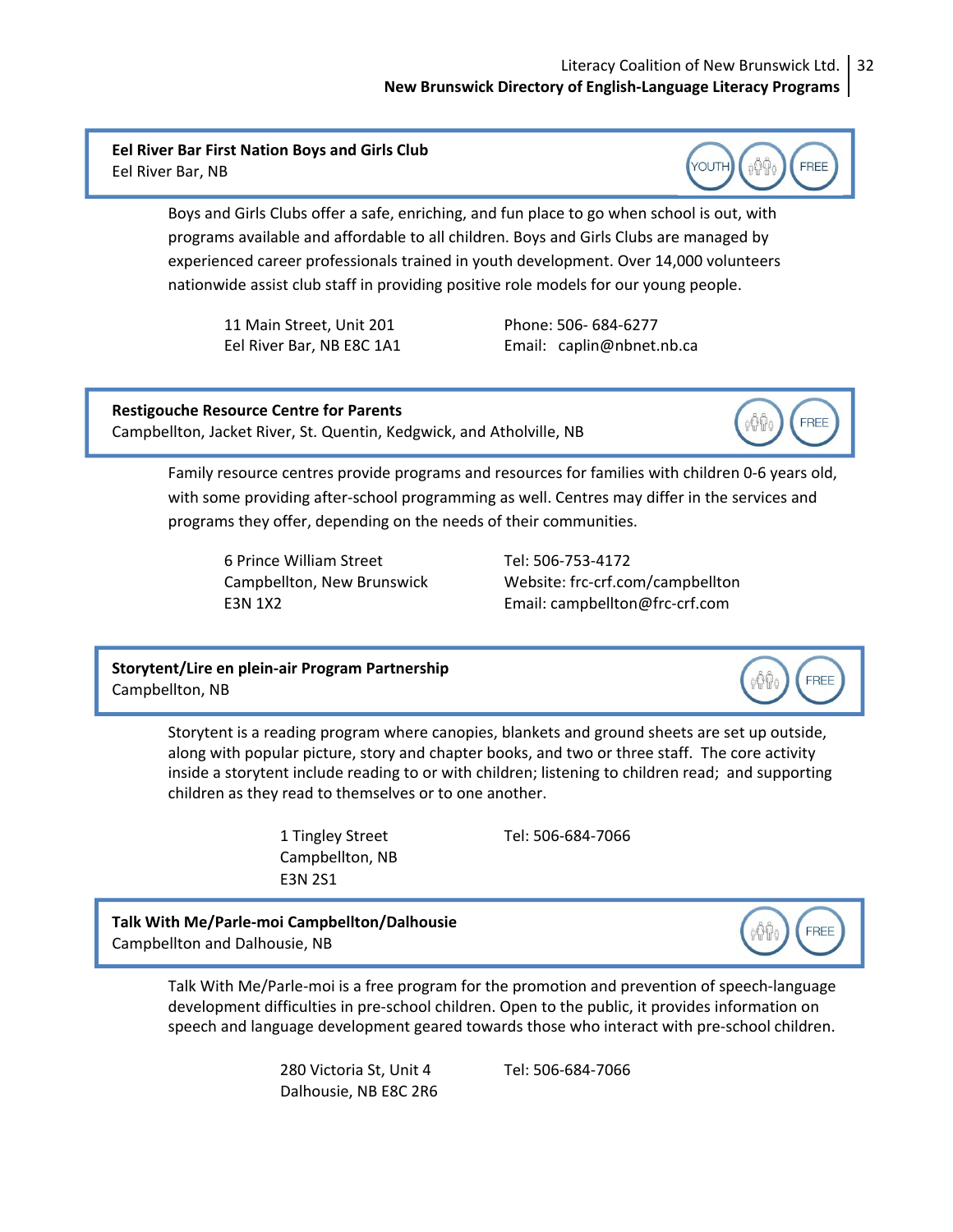**Eel River Bar First Nation Boys and Girls Club**
Eel River Bar, NB

YOUTH | FAMILY | FREE

Boys and Girls Clubs offer a safe, enriching, and fun place to go when school is out, with programs available and affordable to all children. Boys and Girls Clubs are managed by experienced career professionals trained in youth development. Over 14,000 volunteers nationwide assist club staff in providing positive role models for our young people.

11 Main Street, Unit 201
Eel River Bar, NB E8C 1A1

Phone: 506- 684-6277
Email: caplin@nbnet.nb.ca

**Restigouche Resource Centre for Parents**
Campbellton, Jacket River, St. Quentin, Kedgwick, and Atholville, NB

FAMILY | FREE

Family resource centres provide programs and resources for families with children 0-6 years old, with some providing after-school programming as well. Centres may differ in the services and programs they offer, depending on the needs of their communities.

6 Prince William Street
Campbellton, New Brunswick
E3N 1X2

Tel: 506-753-4172
Website: frc-crf.com/campbellton
Email: campbellton@frc-crf.com

**Storytent/Lire en plein-air Program Partnership**
Campbellton, NB

FAMILY | FREE

Storytent is a reading program where canopies, blankets and ground sheets are set up outside, along with popular picture, story and chapter books, and two or three staff. The core activity inside a storytent include reading to or with children; listening to children read; and supporting children as they read to themselves or to one another.

1 Tingley Street
Campbellton, NB
E3N 2S1

Tel: 506-684-7066

**Talk With Me/Parle-moi Campbellton/Dalhousie**
Campbellton and Dalhousie, NB

FAMILY | FREE

Talk With Me/Parle-moi is a free program for the promotion and prevention of speech-language development difficulties in pre-school children. Open to the public, it provides information on speech and language development geared towards those who interact with pre-school children.

280 Victoria St, Unit 4
Dalhousie, NB E8C 2R6

Tel: 506-684-7066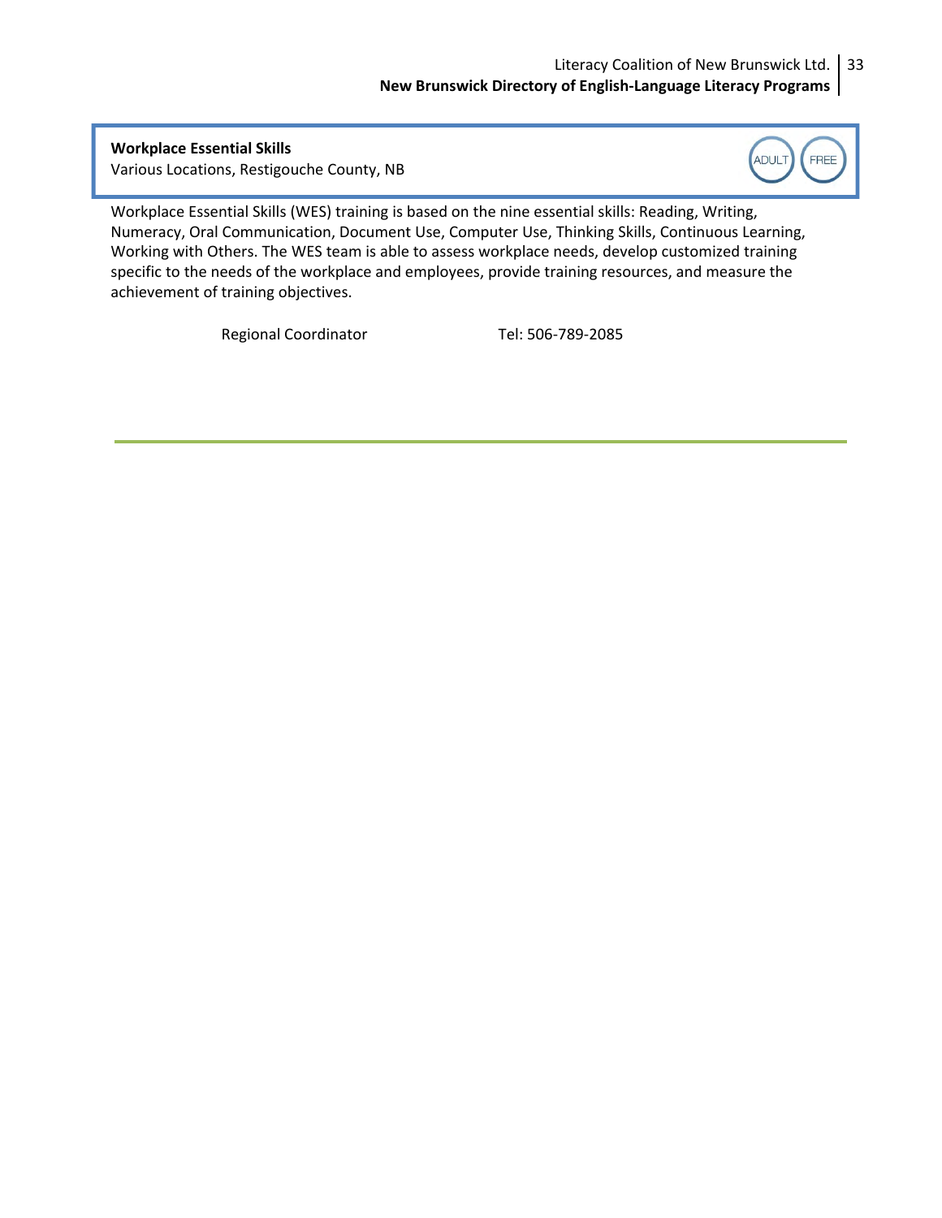**Workplace Essential Skills**
Various Locations, Restigouche County, NB

ADULT FREE

Workplace Essential Skills (WES) training is based on the nine essential skills: Reading, Writing, Numeracy, Oral Communication, Document Use, Computer Use, Thinking Skills, Continuous Learning, Working with Others. The WES team is able to assess workplace needs, develop customized training specific to the needs of the workplace and employees, provide training resources, and measure the achievement of training objectives.

Regional Coordinator Tel: 506-789-2085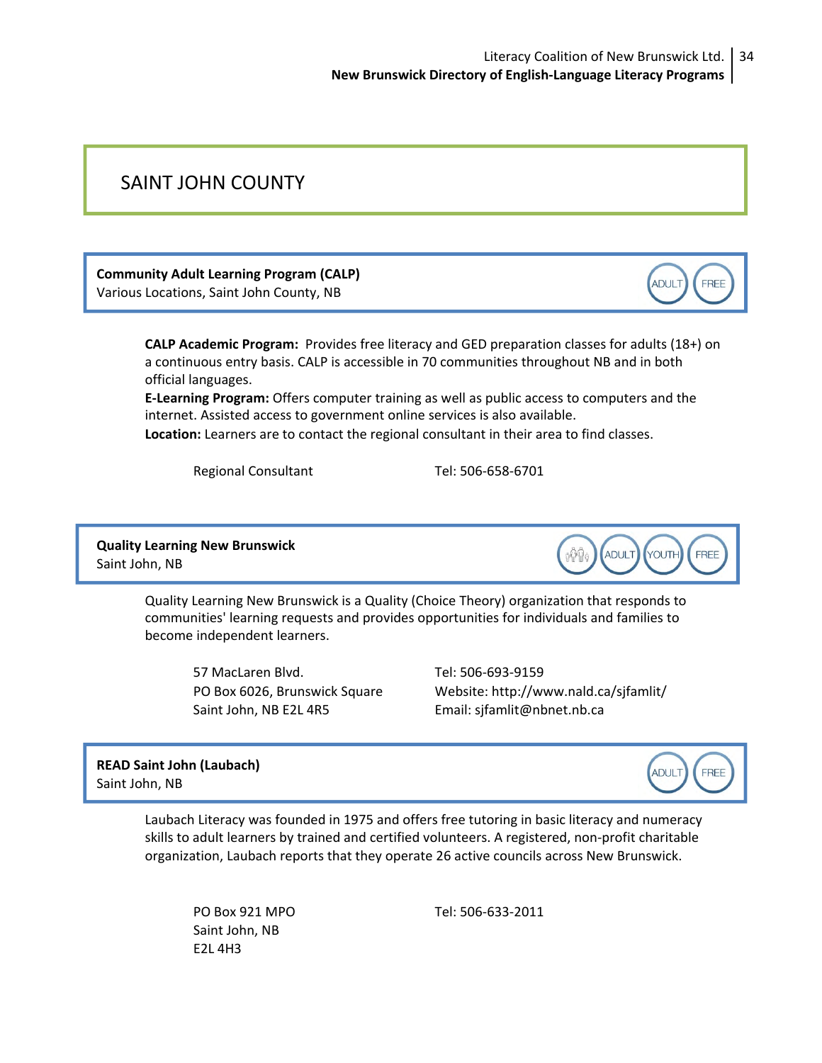# SAINT JOHN COUNTY

**Community Adult Learning Program (CALP)**
Various Locations, Saint John County, NB

ADULT FREE

**CALP Academic Program:** Provides free literacy and GED preparation classes for adults (18+) on a continuous entry basis. CALP is accessible in 70 communities throughout NB and in both official languages.
**E-Learning Program:** Offers computer training as well as public access to computers and the internet. Assisted access to government online services is also available.
**Location:** Learners are to contact the regional consultant in their area to find classes.

Regional Consultant — Tel: 506-658-6701

**Quality Learning New Brunswick**
Saint John, NB

ADULT YOUTH FREE

Quality Learning New Brunswick is a Quality (Choice Theory) organization that responds to communities' learning requests and provides opportunities for individuals and families to become independent learners.

57 MacLaren Blvd.
PO Box 6026, Brunswick Square
Saint John, NB E2L 4R5

Tel: 506-693-9159
Website: http://www.nald.ca/sjfamlit/
Email: sjfamlit@nbnet.nb.ca

**READ Saint John (Laubach)**
Saint John, NB

ADULT FREE

Laubach Literacy was founded in 1975 and offers free tutoring in basic literacy and numeracy skills to adult learners by trained and certified volunteers. A registered, non-profit charitable organization, Laubach reports that they operate 26 active councils across New Brunswick.

PO Box 921 MPO
Saint John, NB
E2L 4H3

Tel: 506-633-2011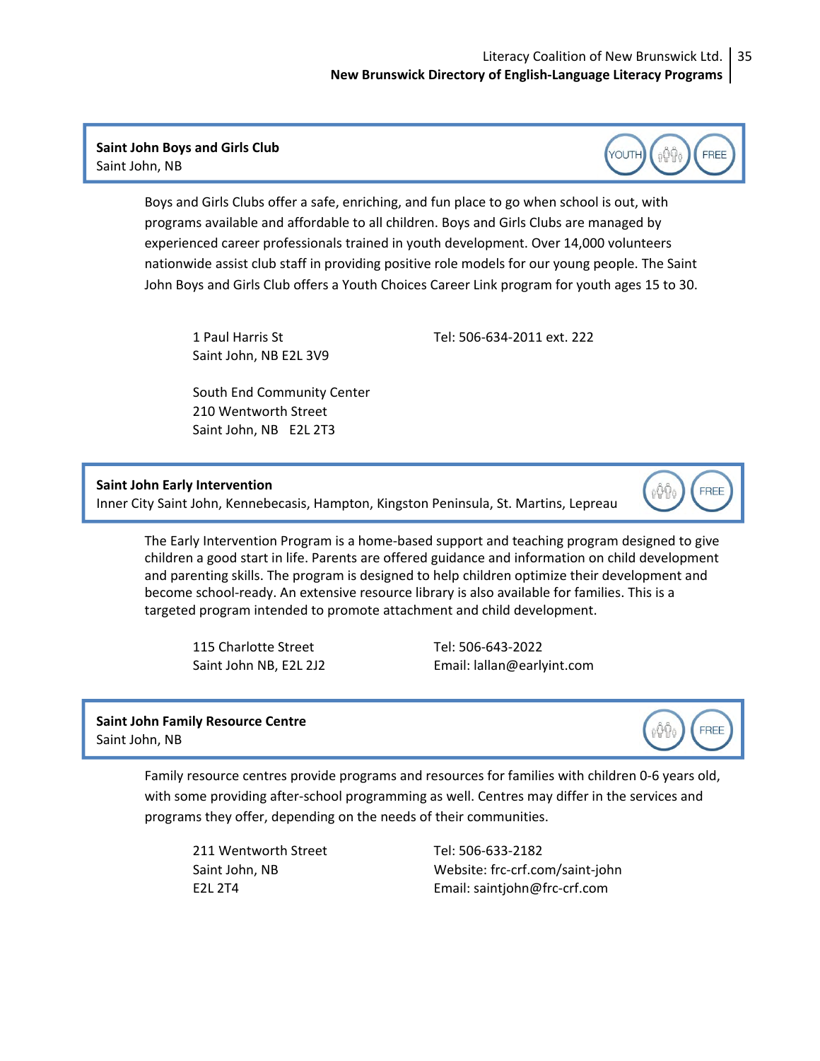**Saint John Boys and Girls Club**
Saint John, NB

YOUTH | FREE

Boys and Girls Clubs offer a safe, enriching, and fun place to go when school is out, with programs available and affordable to all children. Boys and Girls Clubs are managed by experienced career professionals trained in youth development. Over 14,000 volunteers nationwide assist club staff in providing positive role models for our young people. The Saint John Boys and Girls Club offers a Youth Choices Career Link program for youth ages 15 to 30.

1 Paul Harris St
Saint John, NB E2L 3V9

Tel: 506-634-2011 ext. 222

South End Community Center
210 Wentworth Street
Saint John, NB E2L 2T3

**Saint John Early Intervention**
Inner City Saint John, Kennebecasis, Hampton, Kingston Peninsula, St. Martins, Lepreau

FREE

The Early Intervention Program is a home-based support and teaching program designed to give children a good start in life. Parents are offered guidance and information on child development and parenting skills. The program is designed to help children optimize their development and become school-ready. An extensive resource library is also available for families. This is a targeted program intended to promote attachment and child development.

115 Charlotte Street
Saint John NB, E2L 2J2

Tel: 506-643-2022
Email: lallan@earlyint.com

**Saint John Family Resource Centre**
Saint John, NB

FREE

Family resource centres provide programs and resources for families with children 0-6 years old, with some providing after-school programming as well. Centres may differ in the services and programs they offer, depending on the needs of their communities.

211 Wentworth Street
Saint John, NB
E2L 2T4

Tel: 506-633-2182
Website: frc-crf.com/saint-john
Email: saintjohn@frc-crf.com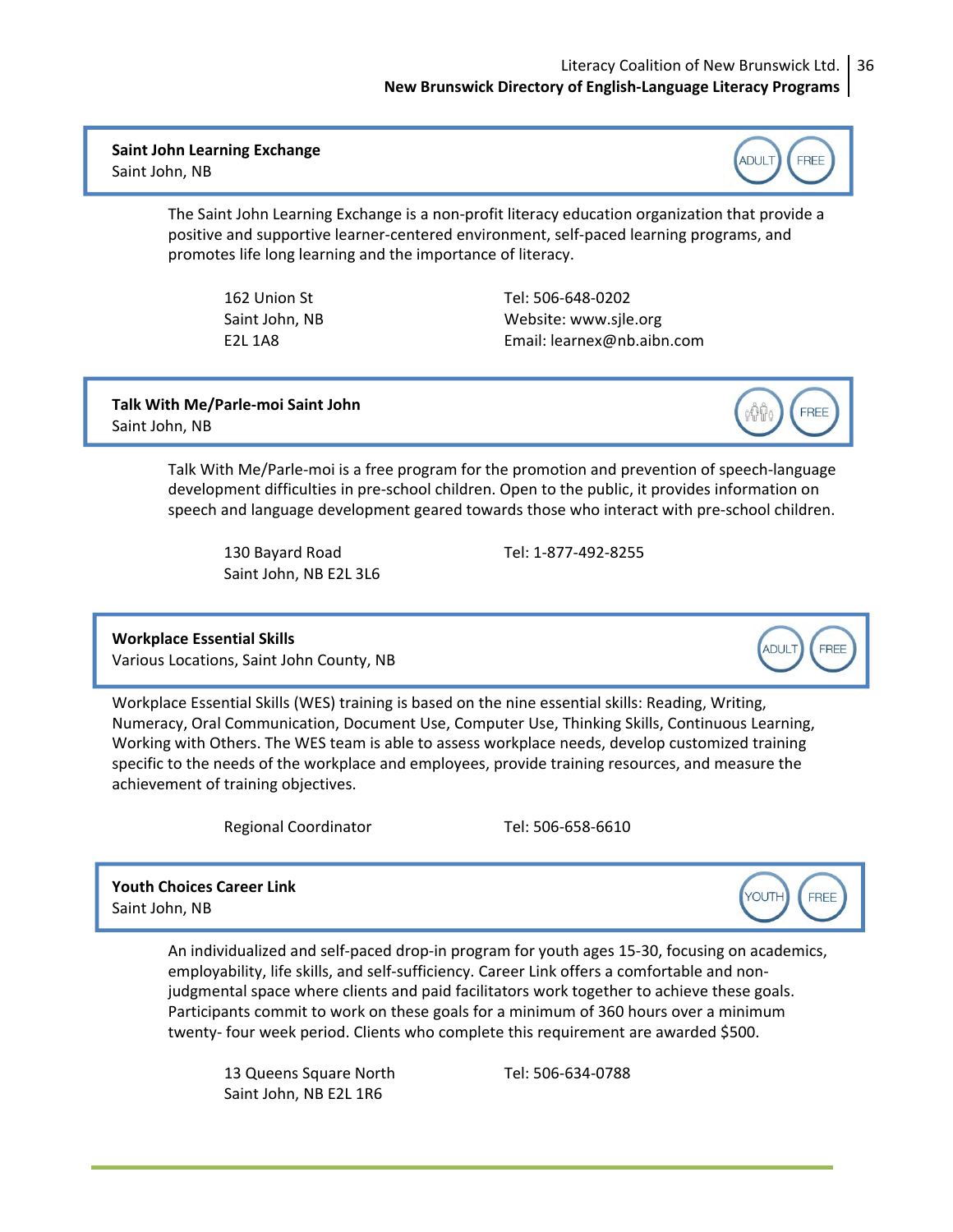**Saint John Learning Exchange**
Saint John, NB

ADULT FREE

The Saint John Learning Exchange is a non-profit literacy education organization that provide a positive and supportive learner-centered environment, self-paced learning programs, and promotes life long learning and the importance of literacy.

162 Union St
Saint John, NB
E2L 1A8

Tel: 506-648-0202
Website: www.sjle.org
Email: learnex@nb.aibn.com

**Talk With Me/Parle-moi Saint John**
Saint John, NB

FREE

Talk With Me/Parle-moi is a free program for the promotion and prevention of speech-language development difficulties in pre-school children. Open to the public, it provides information on speech and language development geared towards those who interact with pre-school children.

130 Bayard Road
Saint John, NB E2L 3L6

Tel: 1-877-492-8255

**Workplace Essential Skills**
Various Locations, Saint John County, NB

ADULT FREE

Workplace Essential Skills (WES) training is based on the nine essential skills: Reading, Writing, Numeracy, Oral Communication, Document Use, Computer Use, Thinking Skills, Continuous Learning, Working with Others. The WES team is able to assess workplace needs, develop customized training specific to the needs of the workplace and employees, provide training resources, and measure the achievement of training objectives.

Regional Coordinator

Tel: 506-658-6610

**Youth Choices Career Link**
Saint John, NB

YOUTH FREE

An individualized and self-paced drop-in program for youth ages 15-30, focusing on academics, employability, life skills, and self-sufficiency. Career Link offers a comfortable and non-judgmental space where clients and paid facilitators work together to achieve these goals. Participants commit to work on these goals for a minimum of 360 hours over a minimum twenty- four week period. Clients who complete this requirement are awarded $500.

13 Queens Square North
Saint John, NB E2L 1R6

Tel: 506-634-0788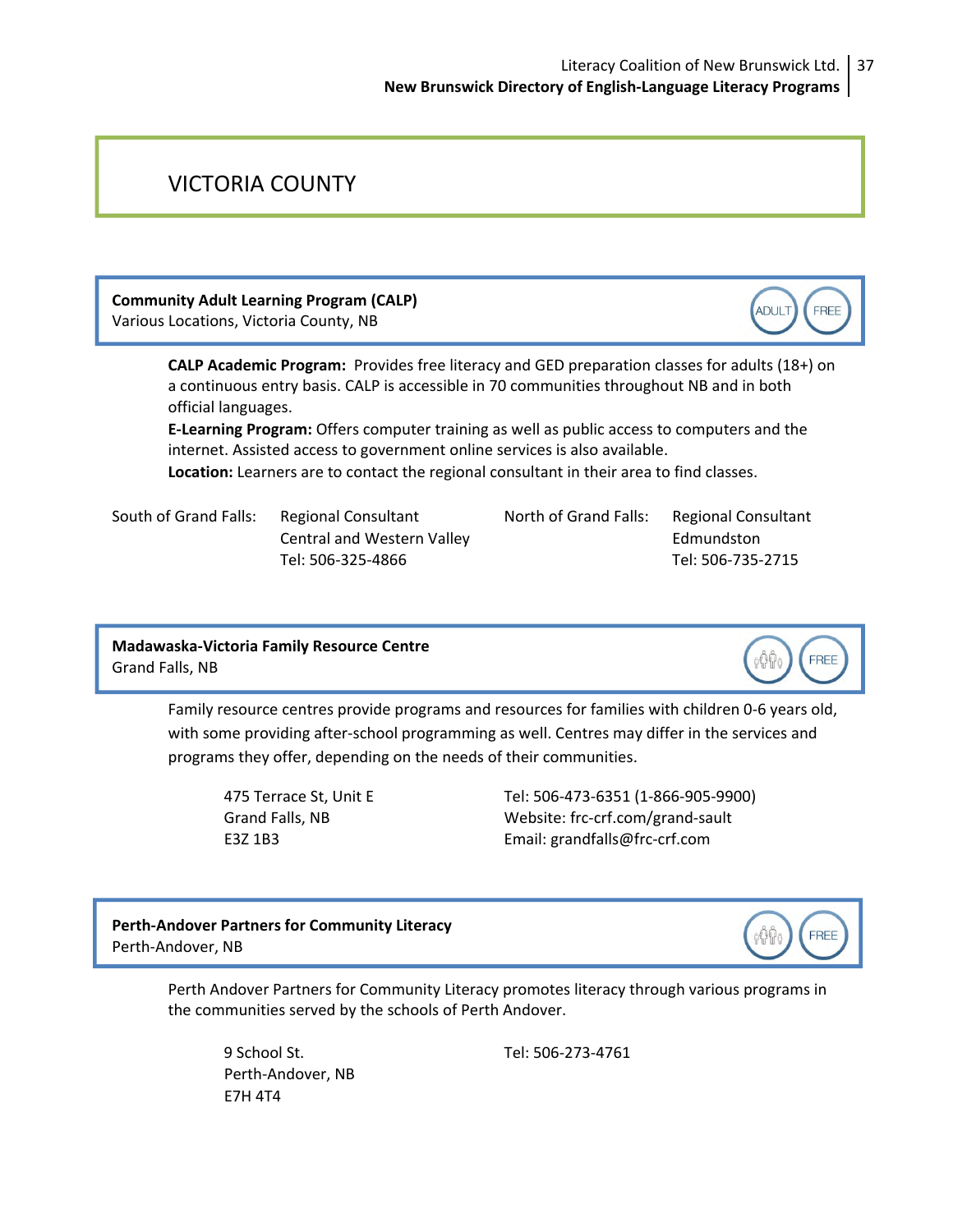# VICTORIA COUNTY

**Community Adult Learning Program (CALP)**
Various Locations, Victoria County, NB

ADULT FREE

**CALP Academic Program:** Provides free literacy and GED preparation classes for adults (18+) on a continuous entry basis. CALP is accessible in 70 communities throughout NB and in both official languages.
**E-Learning Program:** Offers computer training as well as public access to computers and the internet. Assisted access to government online services is also available.
**Location:** Learners are to contact the regional consultant in their area to find classes.

South of Grand Falls: Regional Consultant
Central and Western Valley
Tel: 506-325-4866

North of Grand Falls: Regional Consultant
Edmundston
Tel: 506-735-2715

**Madawaska-Victoria Family Resource Centre**
Grand Falls, NB

FREE

Family resource centres provide programs and resources for families with children 0-6 years old, with some providing after-school programming as well. Centres may differ in the services and programs they offer, depending on the needs of their communities.

475 Terrace St, Unit E
Grand Falls, NB
E3Z 1B3

Tel: 506-473-6351 (1-866-905-9900)
Website: frc-crf.com/grand-sault
Email: grandfalls@frc-crf.com

**Perth-Andover Partners for Community Literacy**
Perth-Andover, NB

FREE

Perth Andover Partners for Community Literacy promotes literacy through various programs in the communities served by the schools of Perth Andover.

9 School St.
Perth-Andover, NB
E7H 4T4

Tel: 506-273-4761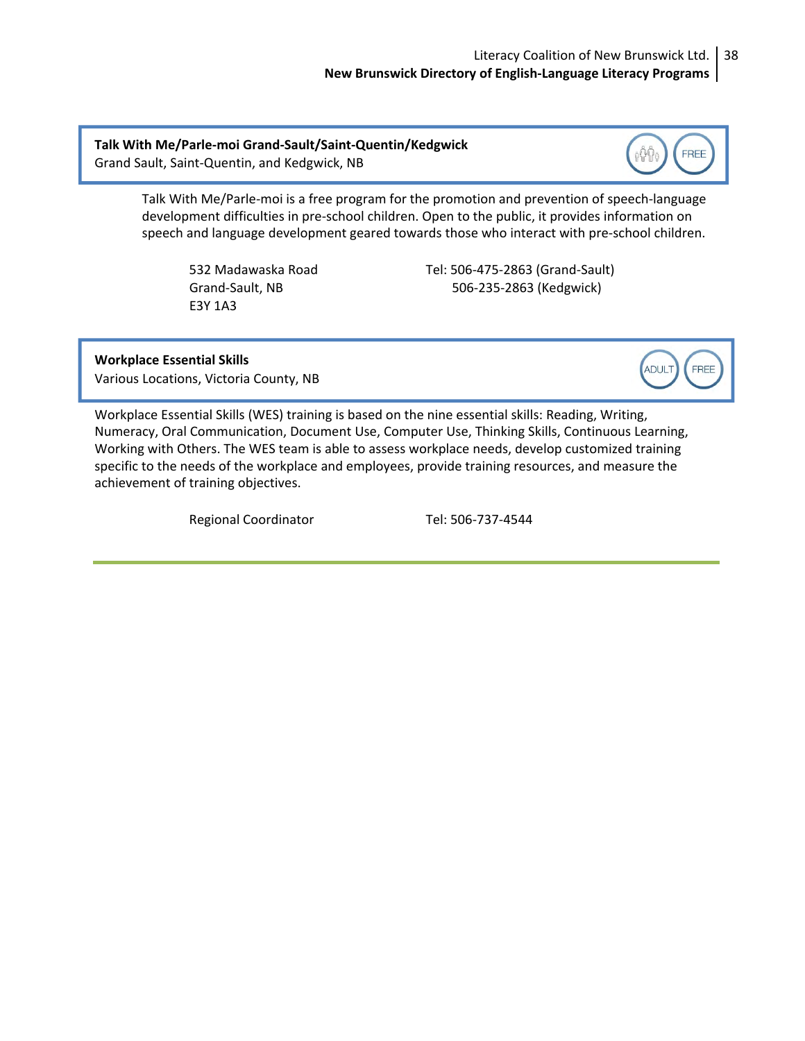**Talk With Me/Parle-moi Grand-Sault/Saint-Quentin/Kedgwick**
Grand Sault, Saint-Quentin, and Kedgwick, NB

FREE

Talk With Me/Parle-moi is a free program for the promotion and prevention of speech-language development difficulties in pre-school children. Open to the public, it provides information on speech and language development geared towards those who interact with pre-school children.

532 Madawaska Road
Grand-Sault, NB
E3Y 1A3

Tel: 506-475-2863 (Grand-Sault)
506-235-2863 (Kedgwick)

**Workplace Essential Skills**
Various Locations, Victoria County, NB

ADULT FREE

Workplace Essential Skills (WES) training is based on the nine essential skills: Reading, Writing, Numeracy, Oral Communication, Document Use, Computer Use, Thinking Skills, Continuous Learning, Working with Others. The WES team is able to assess workplace needs, develop customized training specific to the needs of the workplace and employees, provide training resources, and measure the achievement of training objectives.

Regional Coordinator

Tel: 506-737-4544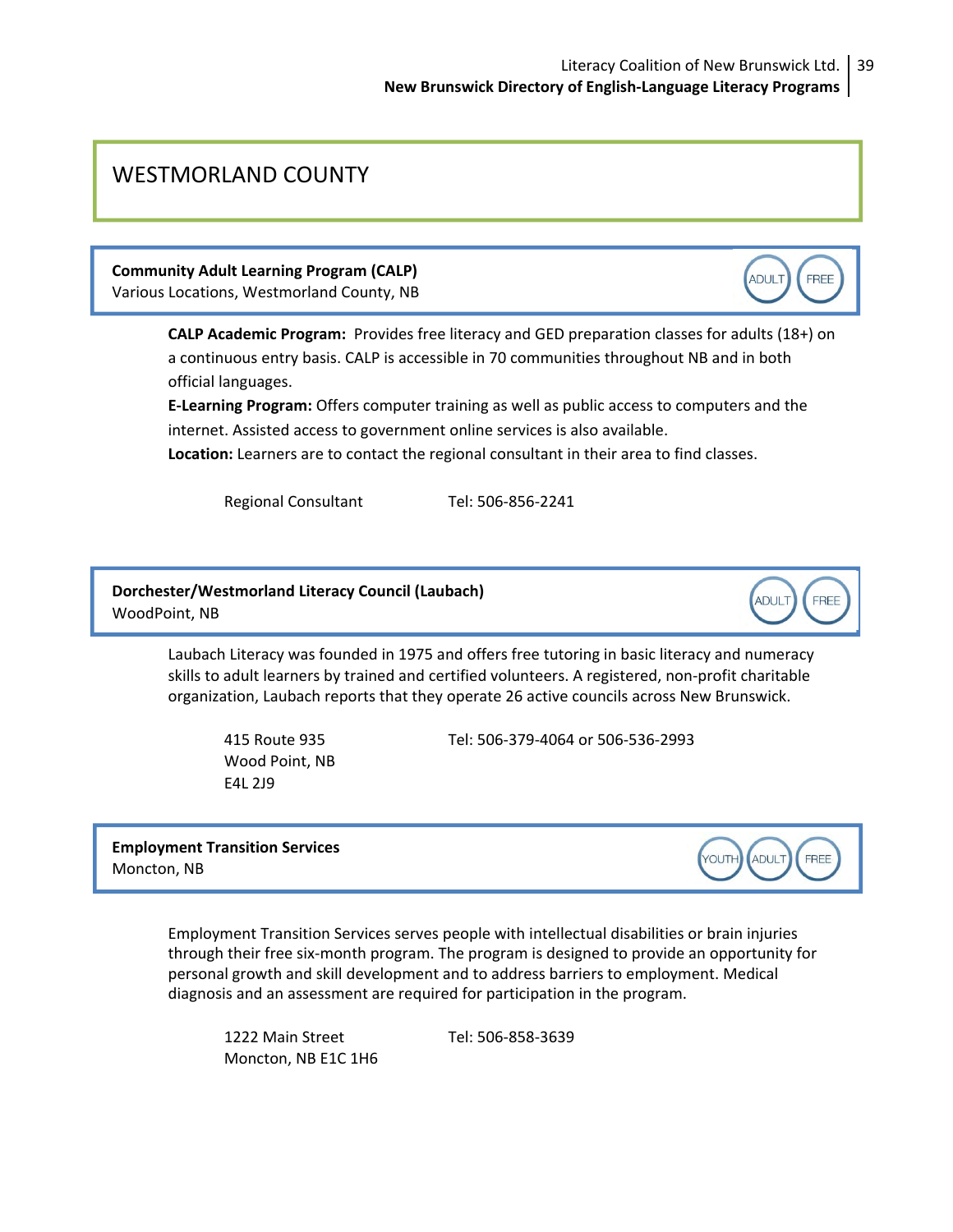# WESTMORLAND COUNTY

**Community Adult Learning Program (CALP)**
Various Locations, Westmorland County, NB

ADULT FREE

**CALP Academic Program:** Provides free literacy and GED preparation classes for adults (18+) on a continuous entry basis. CALP is accessible in 70 communities throughout NB and in both official languages.
**E-Learning Program:** Offers computer training as well as public access to computers and the internet. Assisted access to government online services is also available.
**Location:** Learners are to contact the regional consultant in their area to find classes.

Regional Consultant — Tel: 506-856-2241

**Dorchester/Westmorland Literacy Council (Laubach)**
WoodPoint, NB

ADULT FREE

Laubach Literacy was founded in 1975 and offers free tutoring in basic literacy and numeracy skills to adult learners by trained and certified volunteers. A registered, non-profit charitable organization, Laubach reports that they operate 26 active councils across New Brunswick.

415 Route 935
Wood Point, NB
E4L 2J9

Tel: 506-379-4064 or 506-536-2993

**Employment Transition Services**
Moncton, NB

YOUTH ADULT FREE

Employment Transition Services serves people with intellectual disabilities or brain injuries through their free six-month program. The program is designed to provide an opportunity for personal growth and skill development and to address barriers to employment. Medical diagnosis and an assessment are required for participation in the program.

1222 Main Street
Moncton, NB E1C 1H6

Tel: 506-858-3639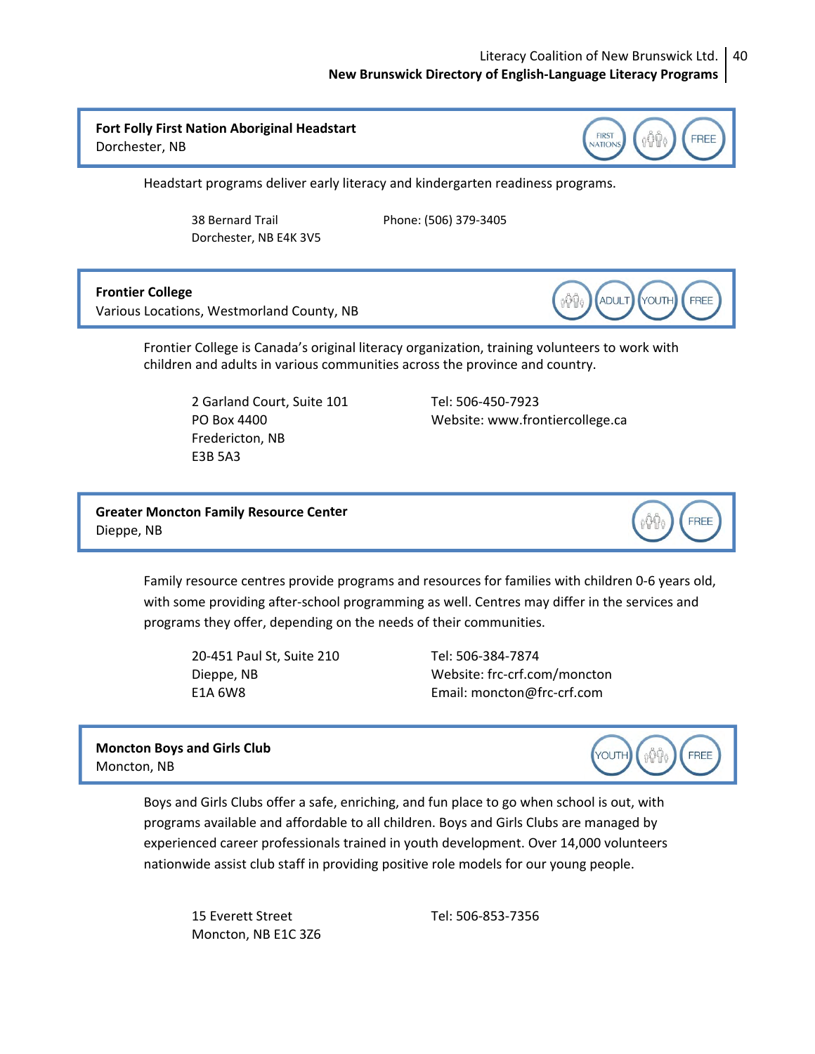**Fort Folly First Nation Aboriginal Headstart**
Dorchester, NB

FIRST NATIONS | FREE

Headstart programs deliver early literacy and kindergarten readiness programs.

38 Bernard Trail
Dorchester, NB E4K 3V5

Phone: (506) 379-3405

---

**Frontier College**
Various Locations, Westmorland County, NB

ADULT | YOUTH | FREE

Frontier College is Canada's original literacy organization, training volunteers to work with children and adults in various communities across the province and country.

2 Garland Court, Suite 101
PO Box 4400
Fredericton, NB
E3B 5A3

Tel: 506-450-7923
Website: www.frontiercollege.ca

---

**Greater Moncton Family Resource Center**
Dieppe, NB

FREE

Family resource centres provide programs and resources for families with children 0-6 years old, with some providing after-school programming as well. Centres may differ in the services and programs they offer, depending on the needs of their communities.

20-451 Paul St, Suite 210
Dieppe, NB
E1A 6W8

Tel: 506-384-7874
Website: frc-crf.com/moncton
Email: moncton@frc-crf.com

---

**Moncton Boys and Girls Club**
Moncton, NB

YOUTH | FREE

Boys and Girls Clubs offer a safe, enriching, and fun place to go when school is out, with programs available and affordable to all children. Boys and Girls Clubs are managed by experienced career professionals trained in youth development. Over 14,000 volunteers nationwide assist club staff in providing positive role models for our young people.

15 Everett Street
Moncton, NB E1C 3Z6

Tel: 506-853-7356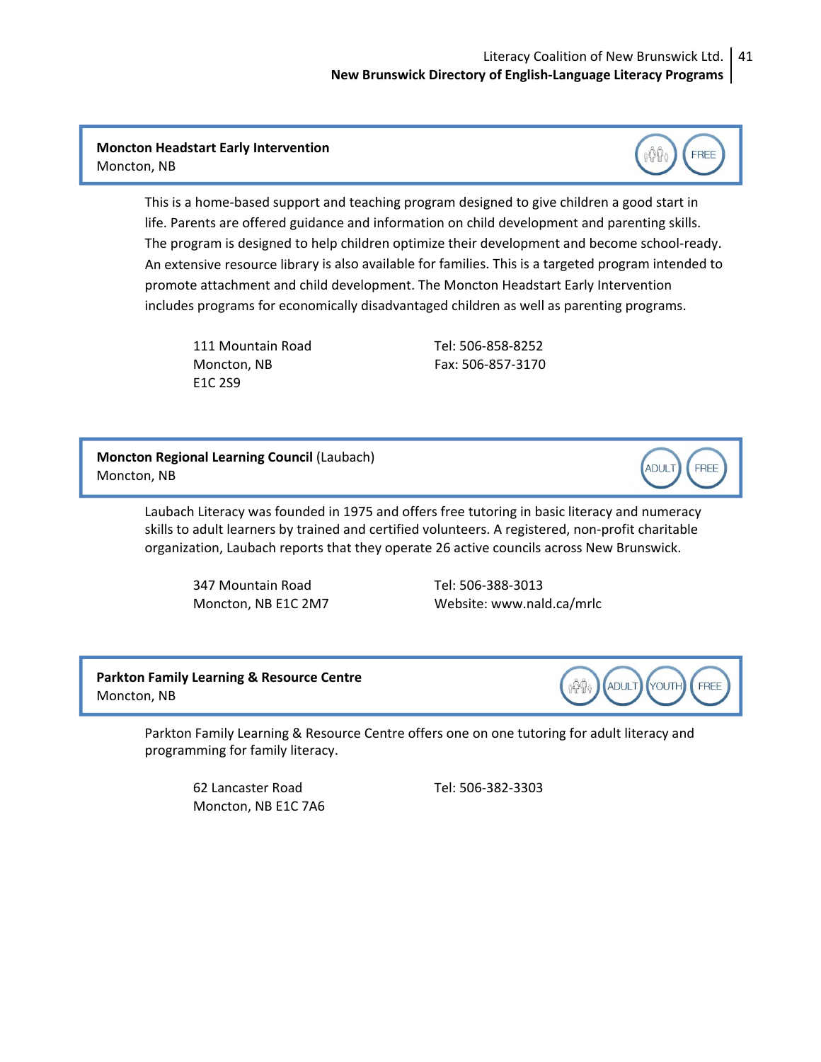**Moncton Headstart Early Intervention**
Moncton, NB

FREE

This is a home-based support and teaching program designed to give children a good start in life. Parents are offered guidance and information on child development and parenting skills. The program is designed to help children optimize their development and become school-ready. An extensive resource library is also available for families. This is a targeted program intended to promote attachment and child development. The Moncton Headstart Early Intervention includes programs for economically disadvantaged children as well as parenting programs.

111 Mountain Road
Moncton, NB
E1C 2S9

Tel: 506-858-8252
Fax: 506-857-3170

**Moncton Regional Learning Council** (Laubach)
Moncton, NB

ADULT FREE

Laubach Literacy was founded in 1975 and offers free tutoring in basic literacy and numeracy skills to adult learners by trained and certified volunteers. A registered, non-profit charitable organization, Laubach reports that they operate 26 active councils across New Brunswick.

347 Mountain Road
Moncton, NB E1C 2M7

Tel: 506-388-3013
Website: www.nald.ca/mrlc

**Parkton Family Learning & Resource Centre**
Moncton, NB

ADULT YOUTH FREE

Parkton Family Learning & Resource Centre offers one on one tutoring for adult literacy and programming for family literacy.

62 Lancaster Road
Moncton, NB E1C 7A6

Tel: 506-382-3303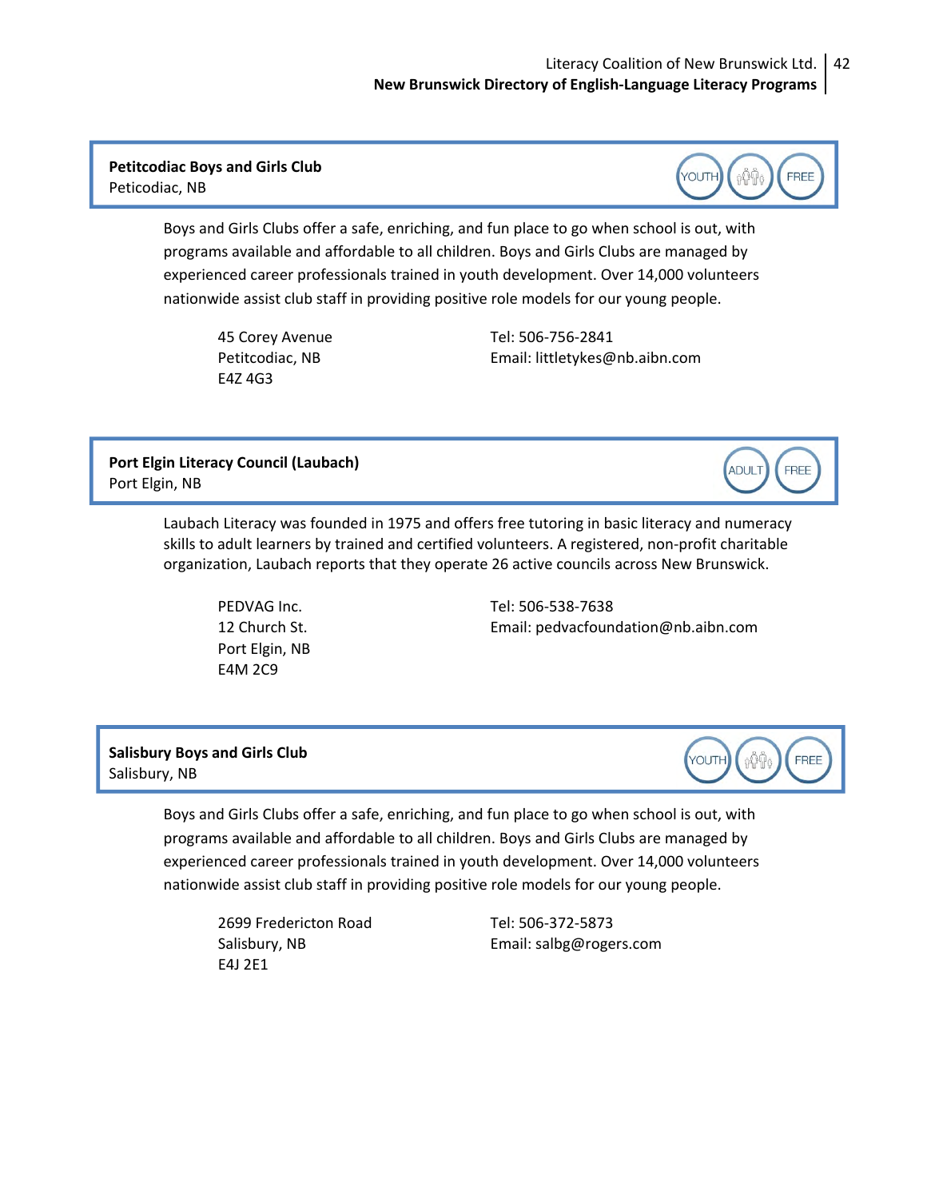**Petitcodiac Boys and Girls Club**
Peticodiac, NB

YOUTH | FREE

Boys and Girls Clubs offer a safe, enriching, and fun place to go when school is out, with programs available and affordable to all children. Boys and Girls Clubs are managed by experienced career professionals trained in youth development. Over 14,000 volunteers nationwide assist club staff in providing positive role models for our young people.

45 Corey Avenue
Petitcodiac, NB
E4Z 4G3

Tel: 506-756-2841
Email: littletykes@nb.aibn.com

**Port Elgin Literacy Council (Laubach)**
Port Elgin, NB

ADULT | FREE

Laubach Literacy was founded in 1975 and offers free tutoring in basic literacy and numeracy skills to adult learners by trained and certified volunteers. A registered, non-profit charitable organization, Laubach reports that they operate 26 active councils across New Brunswick.

PEDVAG Inc.
12 Church St.
Port Elgin, NB
E4M 2C9

Tel: 506-538-7638
Email: pedvacfoundation@nb.aibn.com

**Salisbury Boys and Girls Club**
Salisbury, NB

YOUTH | FREE

Boys and Girls Clubs offer a safe, enriching, and fun place to go when school is out, with programs available and affordable to all children. Boys and Girls Clubs are managed by experienced career professionals trained in youth development. Over 14,000 volunteers nationwide assist club staff in providing positive role models for our young people.

2699 Fredericton Road
Salisbury, NB
E4J 2E1

Tel: 506-372-5873
Email: salbg@rogers.com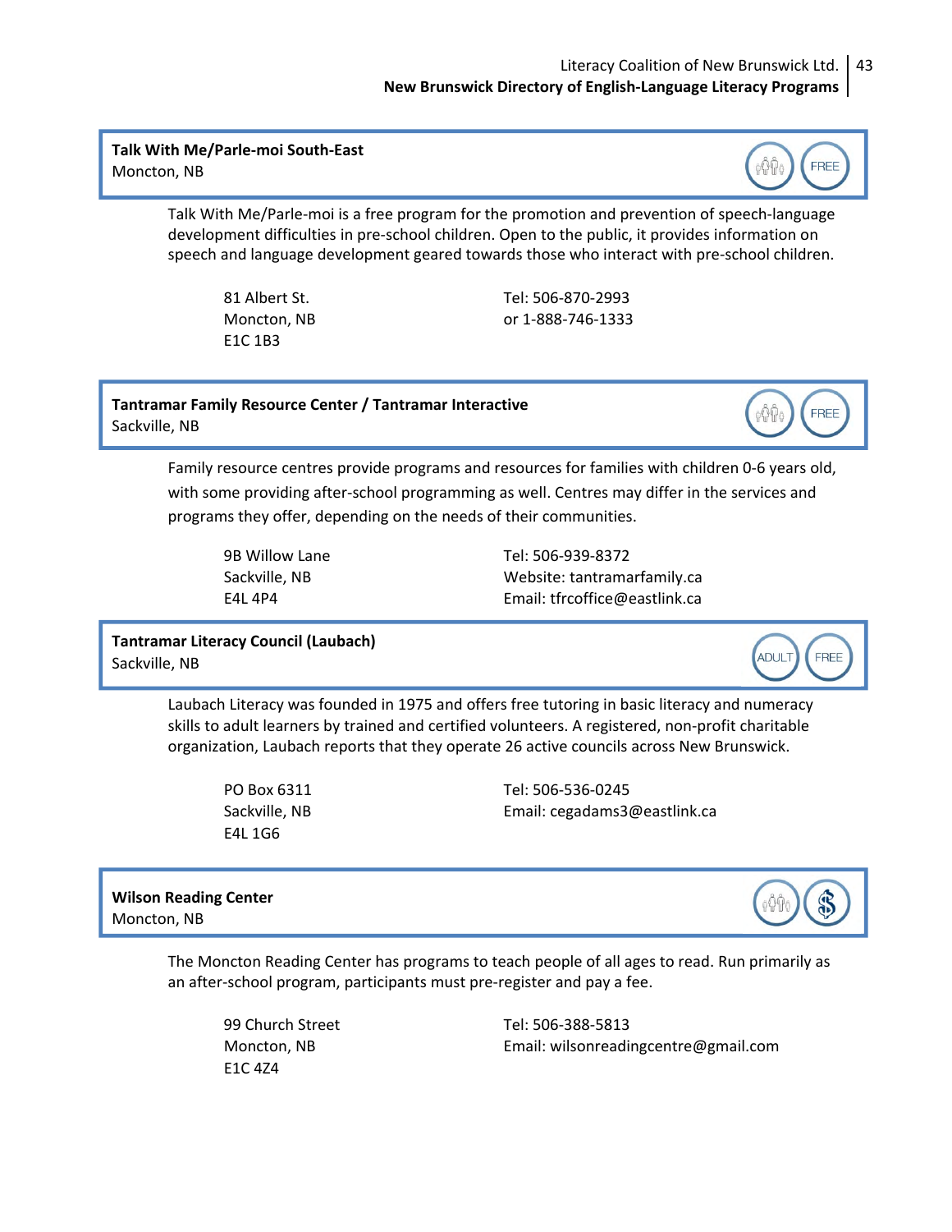**Talk With Me/Parle-moi South-East**
Moncton, NB

FREE

Talk With Me/Parle-moi is a free program for the promotion and prevention of speech-language development difficulties in pre-school children. Open to the public, it provides information on speech and language development geared towards those who interact with pre-school children.

81 Albert St.
Moncton, NB
E1C 1B3

Tel: 506-870-2993
or 1-888-746-1333

**Tantramar Family Resource Center / Tantramar Interactive**
Sackville, NB

FREE

Family resource centres provide programs and resources for families with children 0-6 years old, with some providing after-school programming as well. Centres may differ in the services and programs they offer, depending on the needs of their communities.

9B Willow Lane
Sackville, NB
E4L 4P4

Tel: 506-939-8372
Website: tantramarfamily.ca
Email: tfrcoffice@eastlink.ca

**Tantramar Literacy Council (Laubach)**
Sackville, NB

ADULT FREE

Laubach Literacy was founded in 1975 and offers free tutoring in basic literacy and numeracy skills to adult learners by trained and certified volunteers. A registered, non-profit charitable organization, Laubach reports that they operate 26 active councils across New Brunswick.

PO Box 6311
Sackville, NB
E4L 1G6

Tel: 506-536-0245
Email: cegadams3@eastlink.ca

**Wilson Reading Center**
Moncton, NB

$

The Moncton Reading Center has programs to teach people of all ages to read. Run primarily as an after-school program, participants must pre-register and pay a fee.

99 Church Street
Moncton, NB
E1C 4Z4

Tel: 506-388-5813
Email: wilsonreadingcentre@gmail.com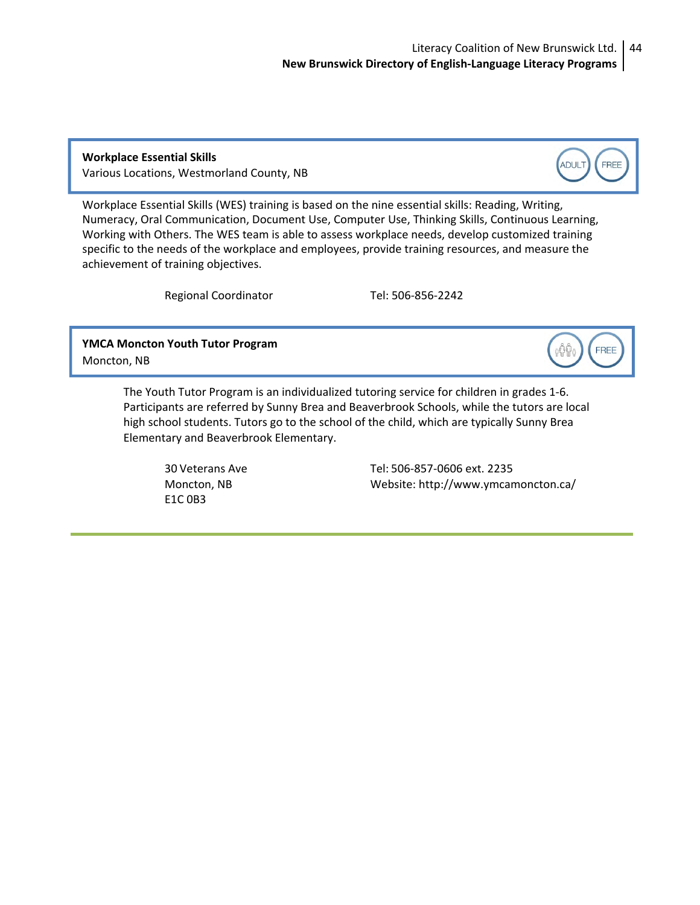**Workplace Essential Skills**
Various Locations, Westmorland County, NB

ADULT FREE

Workplace Essential Skills (WES) training is based on the nine essential skills: Reading, Writing, Numeracy, Oral Communication, Document Use, Computer Use, Thinking Skills, Continuous Learning, Working with Others. The WES team is able to assess workplace needs, develop customized training specific to the needs of the workplace and employees, provide training resources, and measure the achievement of training objectives.

Regional Coordinator

Tel: 506-856-2242

**YMCA Moncton Youth Tutor Program**
Moncton, NB

FREE

The Youth Tutor Program is an individualized tutoring service for children in grades 1-6. Participants are referred by Sunny Brea and Beaverbrook Schools, while the tutors are local high school students. Tutors go to the school of the child, which are typically Sunny Brea Elementary and Beaverbrook Elementary.

30 Veterans Ave
Moncton, NB
E1C 0B3

Tel: 506-857-0606 ext. 2235
Website: http://www.ymcamoncton.ca/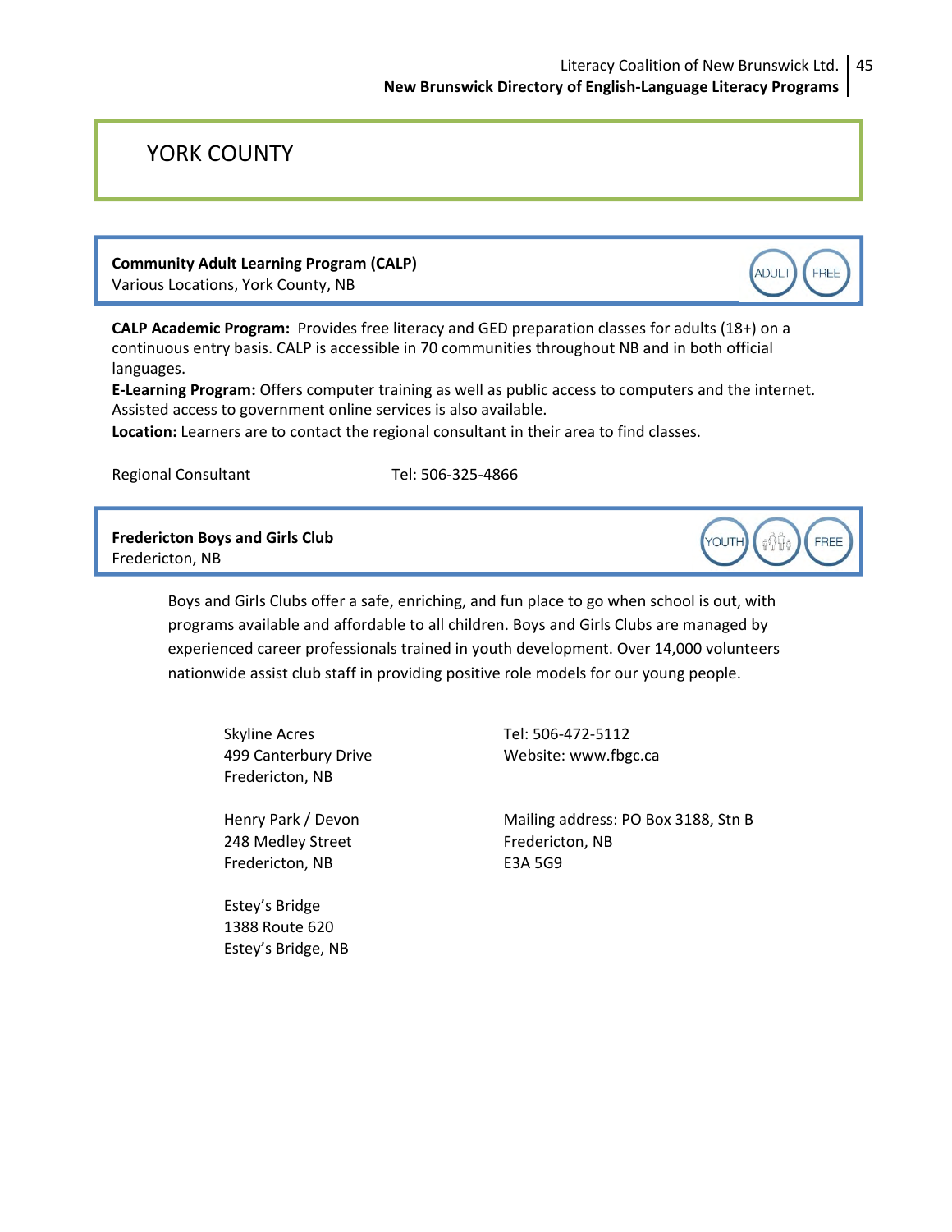# YORK COUNTY

**Community Adult Learning Program (CALP)**
Various Locations, York County, NB

ADULT FREE

**CALP Academic Program:** Provides free literacy and GED preparation classes for adults (18+) on a continuous entry basis. CALP is accessible in 70 communities throughout NB and in both official languages.
**E-Learning Program:** Offers computer training as well as public access to computers and the internet. Assisted access to government online services is also available.
**Location:** Learners are to contact the regional consultant in their area to find classes.

Regional Consultant Tel: 506-325-4866

**Fredericton Boys and Girls Club**
Fredericton, NB

YOUTH FREE

Boys and Girls Clubs offer a safe, enriching, and fun place to go when school is out, with programs available and affordable to all children. Boys and Girls Clubs are managed by experienced career professionals trained in youth development. Over 14,000 volunteers nationwide assist club staff in providing positive role models for our young people.

Skyline Acres
499 Canterbury Drive
Fredericton, NB

Tel: 506-472-5112
Website: www.fbgc.ca

Henry Park / Devon
248 Medley Street
Fredericton, NB

Mailing address: PO Box 3188, Stn B
Fredericton, NB
E3A 5G9

Estey's Bridge
1388 Route 620
Estey's Bridge, NB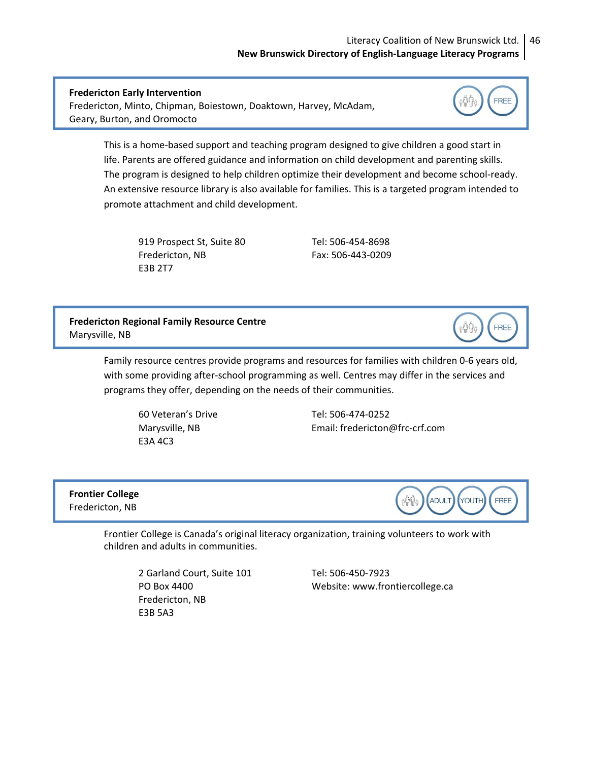**Fredericton Early Intervention**
Fredericton, Minto, Chipman, Boiestown, Doaktown, Harvey, McAdam, Geary, Burton, and Oromocto

FREE

This is a home-based support and teaching program designed to give children a good start in life. Parents are offered guidance and information on child development and parenting skills. The program is designed to help children optimize their development and become school-ready. An extensive resource library is also available for families. This is a targeted program intended to promote attachment and child development.

919 Prospect St, Suite 80
Fredericton, NB
E3B 2T7

Tel: 506-454-8698
Fax: 506-443-0209

**Fredericton Regional Family Resource Centre**
Marysville, NB

FREE

Family resource centres provide programs and resources for families with children 0-6 years old, with some providing after-school programming as well. Centres may differ in the services and programs they offer, depending on the needs of their communities.

60 Veteran's Drive
Marysville, NB
E3A 4C3

Tel: 506-474-0252
Email: fredericton@frc-crf.com

**Frontier College**
Fredericton, NB

ADULT YOUTH FREE

Frontier College is Canada's original literacy organization, training volunteers to work with children and adults in communities.

2 Garland Court, Suite 101
PO Box 4400
Fredericton, NB
E3B 5A3

Tel: 506-450-7923
Website: www.frontiercollege.ca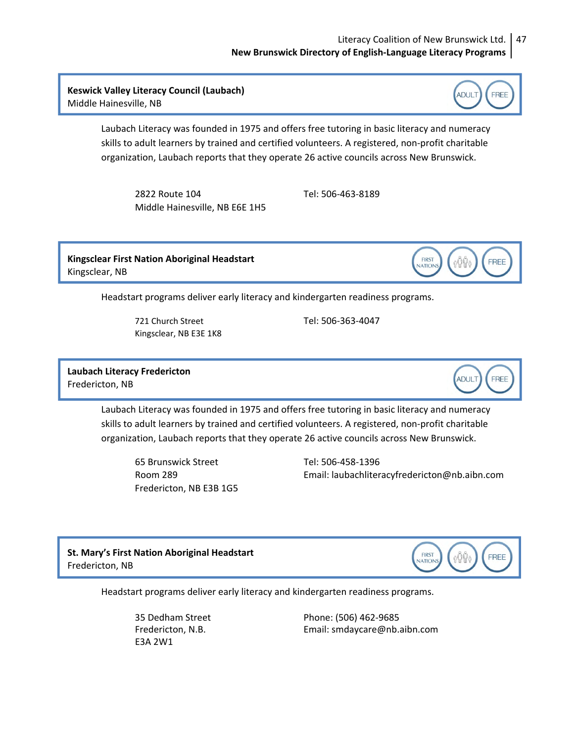**Keswick Valley Literacy Council (Laubach)**
Middle Hainesville, NB

ADULT FREE

Laubach Literacy was founded in 1975 and offers free tutoring in basic literacy and numeracy skills to adult learners by trained and certified volunteers. A registered, non-profit charitable organization, Laubach reports that they operate 26 active councils across New Brunswick.

2822 Route 104
Middle Hainesville, NB E6E 1H5

Tel: 506-463-8189

**Kingsclear First Nation Aboriginal Headstart**
Kingsclear, NB

FIRST NATIONS FREE

Headstart programs deliver early literacy and kindergarten readiness programs.

721 Church Street
Kingsclear, NB E3E 1K8

Tel: 506-363-4047

**Laubach Literacy Fredericton**
Fredericton, NB

ADULT FREE

Laubach Literacy was founded in 1975 and offers free tutoring in basic literacy and numeracy skills to adult learners by trained and certified volunteers. A registered, non-profit charitable organization, Laubach reports that they operate 26 active councils across New Brunswick.

65 Brunswick Street
Room 289
Fredericton, NB E3B 1G5

Tel: 506-458-1396
Email: laubachliteracyfredericton@nb.aibn.com

**St. Mary's First Nation Aboriginal Headstart**
Fredericton, NB

FIRST NATIONS FREE

Headstart programs deliver early literacy and kindergarten readiness programs.

35 Dedham Street
Fredericton, N.B.
E3A 2W1

Phone: (506) 462-9685
Email: smdaycare@nb.aibn.com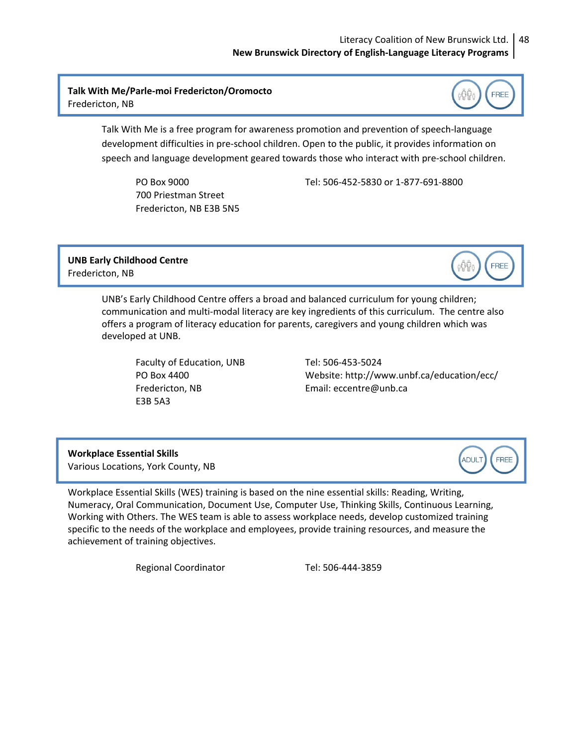**Talk With Me/Parle-moi Fredericton/Oromocto**
Fredericton, NB

FREE

Talk With Me is a free program for awareness promotion and prevention of speech-language development difficulties in pre-school children. Open to the public, it provides information on speech and language development geared towards those who interact with pre-school children.

PO Box 9000
700 Priestman Street
Fredericton, NB E3B 5N5

Tel: 506-452-5830 or 1-877-691-8800

**UNB Early Childhood Centre**
Fredericton, NB

FREE

UNB's Early Childhood Centre offers a broad and balanced curriculum for young children; communication and multi-modal literacy are key ingredients of this curriculum. The centre also offers a program of literacy education for parents, caregivers and young children which was developed at UNB.

Faculty of Education, UNB
PO Box 4400
Fredericton, NB
E3B 5A3

Tel: 506-453-5024
Website: http://www.unbf.ca/education/ecc/
Email: eccentre@unb.ca

**Workplace Essential Skills**
Various Locations, York County, NB

ADULT FREE

Workplace Essential Skills (WES) training is based on the nine essential skills: Reading, Writing, Numeracy, Oral Communication, Document Use, Computer Use, Thinking Skills, Continuous Learning, Working with Others. The WES team is able to assess workplace needs, develop customized training specific to the needs of the workplace and employees, provide training resources, and measure the achievement of training objectives.

Regional Coordinator

Tel: 506-444-3859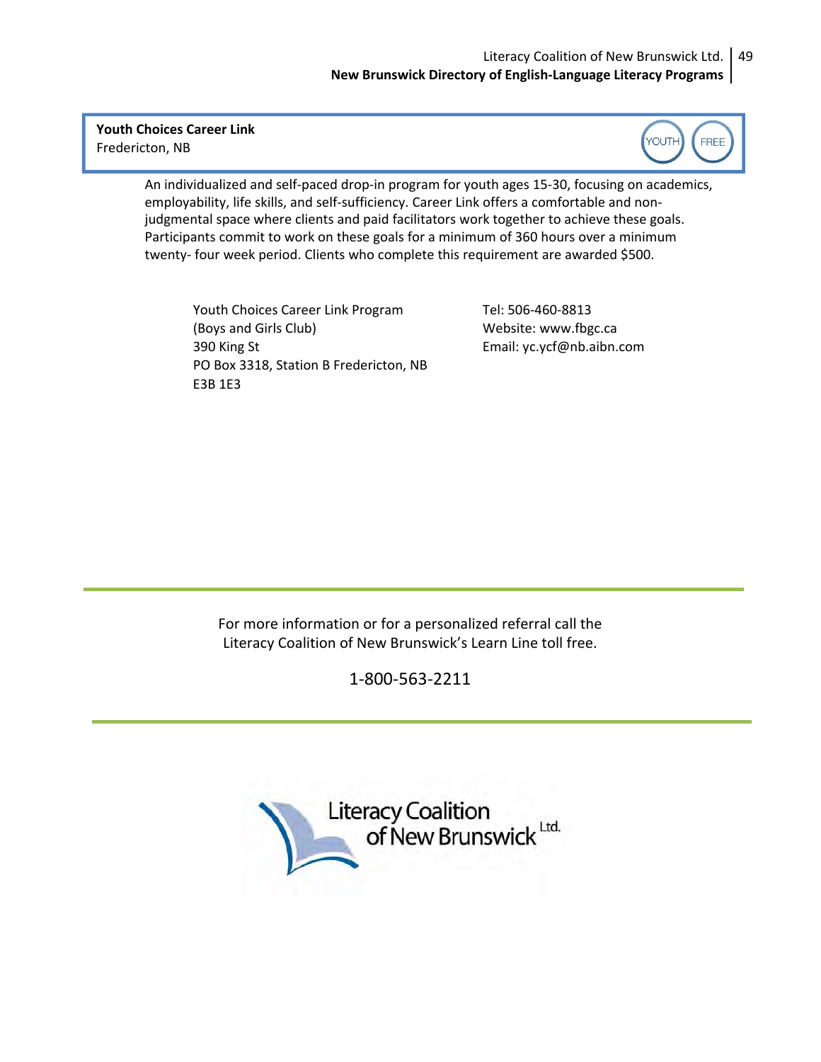**Youth Choices Career Link**
Fredericton, NB

YOUTH FREE

An individualized and self-paced drop-in program for youth ages 15-30, focusing on academics, employability, life skills, and self-sufficiency. Career Link offers a comfortable and non-judgmental space where clients and paid facilitators work together to achieve these goals. Participants commit to work on these goals for a minimum of 360 hours over a minimum twenty- four week period. Clients who complete this requirement are awarded $500.

Youth Choices Career Link Program
(Boys and Girls Club)
390 King St
PO Box 3318, Station B Fredericton, NB
E3B 1E3

Tel: 506-460-8813
Website: www.fbgc.ca
Email: yc.ycf@nb.aibn.com

---

For more information or for a personalized referral call the
Literacy Coalition of New Brunswick's Learn Line toll free.

1-800-563-2211

---

Literacy Coalition of New Brunswick Ltd.